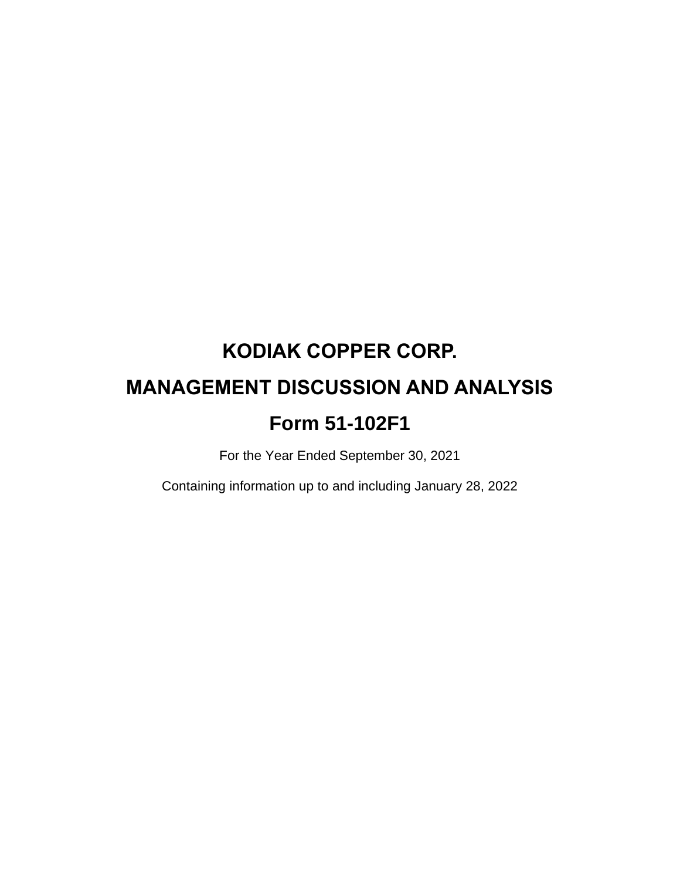# KODIAK COPPER CORP.

# MANAGEMENT DISCUSSION AND ANALYSIS

# Form 51-102F1

For the Year Ended September 30, 2021

Containing information up to and including January 28, 2022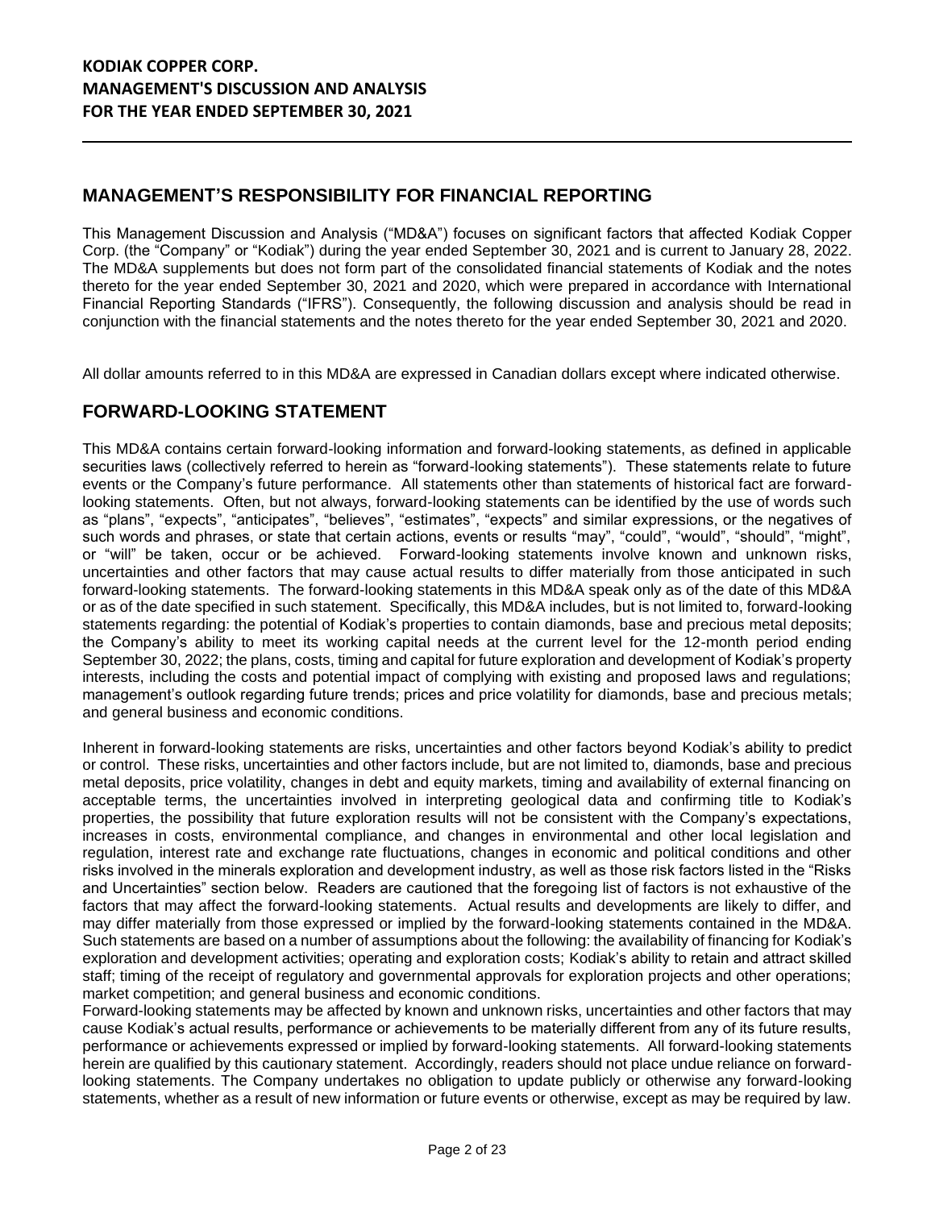## MANAGEMENT'S RESPONSIBILITY FOR FINANCIAL REPORTING

This Management Discussion and Analysis ("MD&A") focuses on significant factors that affected Kodiak Copper Corp. (the "Company" or "Kodiak") during the year ended September 30, 2021 and is current to January 28, 2022. The MD&A supplements but does not form part of the consolidated financial statements of Kodiak and the notes thereto for the year ended September 30, 2021 and 2020, which were prepared in accordance with International Financial Reporting Standards ("IFRS"). Consequently, the following discussion and analysis should be read in conjunction with the financial statements and the notes thereto for the year ended September 30, 2021 and 2020.

All dollar amounts referred to in this MD&A are expressed in Canadian dollars except where indicated otherwise.

## FORWARD-LOOKING STATEMENT

This MD&A contains certain forward-looking information and forward-looking statements, as defined in applicable securities laws (collectively referred to herein as "forward-looking statements"). These statements relate to future events or the Company's future performance. All statements other than statements of historical fact are forward-looking statements. Often, but not always, forward-looking statements can be identified by the use of words such as "plans", "expects", "anticipates", "believes", "estimates", "expects" and similar expressions, or the negatives of such words and phrases, or state that certain actions, events or results "may", "could", "would", "should", "might", or "will" be taken, occur or be achieved. Forward-looking statements involve known and unknown risks, uncertainties and other factors that may cause actual results to differ materially from those anticipated in such forward-looking statements. The forward-looking statements in this MD&A speak only as of the date of this MD&A or as of the date specified in such statement. Specifically, this MD&A includes, but is not limited to, forward-looking statements regarding: the potential of Kodiak's properties to contain diamonds, base and precious metal deposits; the Company's ability to meet its working capital needs at the current level for the 12-month period ending September 30, 2022; the plans, costs, timing and capital for future exploration and development of Kodiak's property interests, including the costs and potential impact of complying with existing and proposed laws and regulations; management's outlook regarding future trends; prices and price volatility for diamonds, base and precious metals; and general business and economic conditions.

Inherent in forward-looking statements are risks, uncertainties and other factors beyond Kodiak's ability to predict or control. These risks, uncertainties and other factors include, but are not limited to, diamonds, base and precious metal deposits, price volatility, changes in debt and equity markets, timing and availability of external financing on acceptable terms, the uncertainties involved in interpreting geological data and confirming title to Kodiak's properties, the possibility that future exploration results will not be consistent with the Company's expectations, increases in costs, environmental compliance, and changes in environmental and other local legislation and regulation, interest rate and exchange rate fluctuations, changes in economic and political conditions and other risks involved in the minerals exploration and development industry, as well as those risk factors listed in the "Risks and Uncertainties" section below. Readers are cautioned that the foregoing list of factors is not exhaustive of the factors that may affect the forward-looking statements. Actual results and developments are likely to differ, and may differ materially from those expressed or implied by the forward-looking statements contained in the MD&A. Such statements are based on a number of assumptions about the following: the availability of financing for Kodiak's exploration and development activities; operating and exploration costs; Kodiak's ability to retain and attract skilled staff; timing of the receipt of regulatory and governmental approvals for exploration projects and other operations; market competition; and general business and economic conditions.

Forward-looking statements may be affected by known and unknown risks, uncertainties and other factors that may cause Kodiak's actual results, performance or achievements to be materially different from any of its future results, performance or achievements expressed or implied by forward-looking statements. All forward-looking statements herein are qualified by this cautionary statement. Accordingly, readers should not place undue reliance on forward-looking statements. The Company undertakes no obligation to update publicly or otherwise any forward-looking statements, whether as a result of new information or future events or otherwise, except as may be required by law.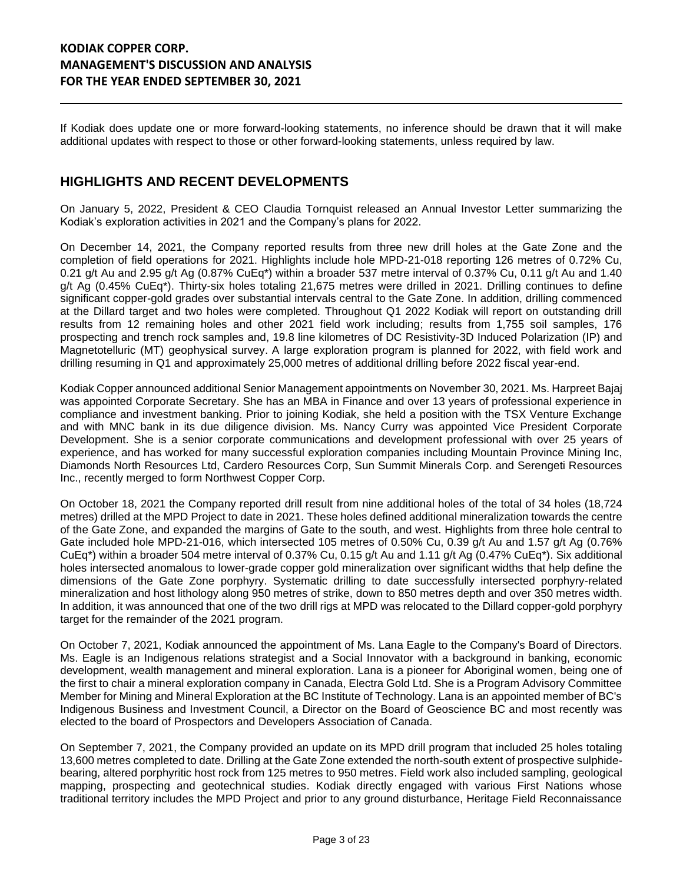If Kodiak does update one or more forward-looking statements, no inference should be drawn that it will make additional updates with respect to those or other forward-looking statements, unless required by law.

## HIGHLIGHTS AND RECENT DEVELOPMENTS

On January 5, 2022, President & CEO Claudia Tornquist released an Annual Investor Letter summarizing the Kodiak's exploration activities in 2021 and the Company's plans for 2022.

On December 14, 2021, the Company reported results from three new drill holes at the Gate Zone and the completion of field operations for 2021. Highlights include hole MPD-21-018 reporting 126 metres of 0.72% Cu, 0.21 g/t Au and 2.95 g/t Ag (0.87% CuEq*) within a broader 537 metre interval of 0.37% Cu, 0.11 g/t Au and 1.40 g/t Ag (0.45% CuEq*). Thirty-six holes totaling 21,675 metres were drilled in 2021. Drilling continues to define significant copper-gold grades over substantial intervals central to the Gate Zone. In addition, drilling commenced at the Dillard target and two holes were completed. Throughout Q1 2022 Kodiak will report on outstanding drill results from 12 remaining holes and other 2021 field work including; results from 1,755 soil samples, 176 prospecting and trench rock samples and, 19.8 line kilometres of DC Resistivity-3D Induced Polarization (IP) and Magnetotelluric (MT) geophysical survey. A large exploration program is planned for 2022, with field work and drilling resuming in Q1 and approximately 25,000 metres of additional drilling before 2022 fiscal year-end.

Kodiak Copper announced additional Senior Management appointments on November 30, 2021. Ms. Harpreet Bajaj was appointed Corporate Secretary. She has an MBA in Finance and over 13 years of professional experience in compliance and investment banking. Prior to joining Kodiak, she held a position with the TSX Venture Exchange and with MNC bank in its due diligence division. Ms. Nancy Curry was appointed Vice President Corporate Development. She is a senior corporate communications and development professional with over 25 years of experience, and has worked for many successful exploration companies including Mountain Province Mining Inc, Diamonds North Resources Ltd, Cardero Resources Corp, Sun Summit Minerals Corp. and Serengeti Resources Inc., recently merged to form Northwest Copper Corp.

On October 18, 2021 the Company reported drill result from nine additional holes of the total of 34 holes (18,724 metres) drilled at the MPD Project to date in 2021. These holes defined additional mineralization towards the centre of the Gate Zone, and expanded the margins of Gate to the south, and west. Highlights from three hole central to Gate included hole MPD-21-016, which intersected 105 metres of 0.50% Cu, 0.39 g/t Au and 1.57 g/t Ag (0.76% CuEq*) within a broader 504 metre interval of 0.37% Cu, 0.15 g/t Au and 1.11 g/t Ag (0.47% CuEq*). Six additional holes intersected anomalous to lower-grade copper gold mineralization over significant widths that help define the dimensions of the Gate Zone porphyry. Systematic drilling to date successfully intersected porphyry-related mineralization and host lithology along 950 metres of strike, down to 850 metres depth and over 350 metres width. In addition, it was announced that one of the two drill rigs at MPD was relocated to the Dillard copper-gold porphyry target for the remainder of the 2021 program.

On October 7, 2021, Kodiak announced the appointment of Ms. Lana Eagle to the Company's Board of Directors. Ms. Eagle is an Indigenous relations strategist and a Social Innovator with a background in banking, economic development, wealth management and mineral exploration. Lana is a pioneer for Aboriginal women, being one of the first to chair a mineral exploration company in Canada, Electra Gold Ltd. She is a Program Advisory Committee Member for Mining and Mineral Exploration at the BC Institute of Technology. Lana is an appointed member of BC's Indigenous Business and Investment Council, a Director on the Board of Geoscience BC and most recently was elected to the board of Prospectors and Developers Association of Canada.

On September 7, 2021, the Company provided an update on its MPD drill program that included 25 holes totaling 13,600 metres completed to date. Drilling at the Gate Zone extended the north-south extent of prospective sulphide-bearing, altered porphyritic host rock from 125 metres to 950 metres. Field work also included sampling, geological mapping, prospecting and geotechnical studies. Kodiak directly engaged with various First Nations whose traditional territory includes the MPD Project and prior to any ground disturbance, Heritage Field Reconnaissance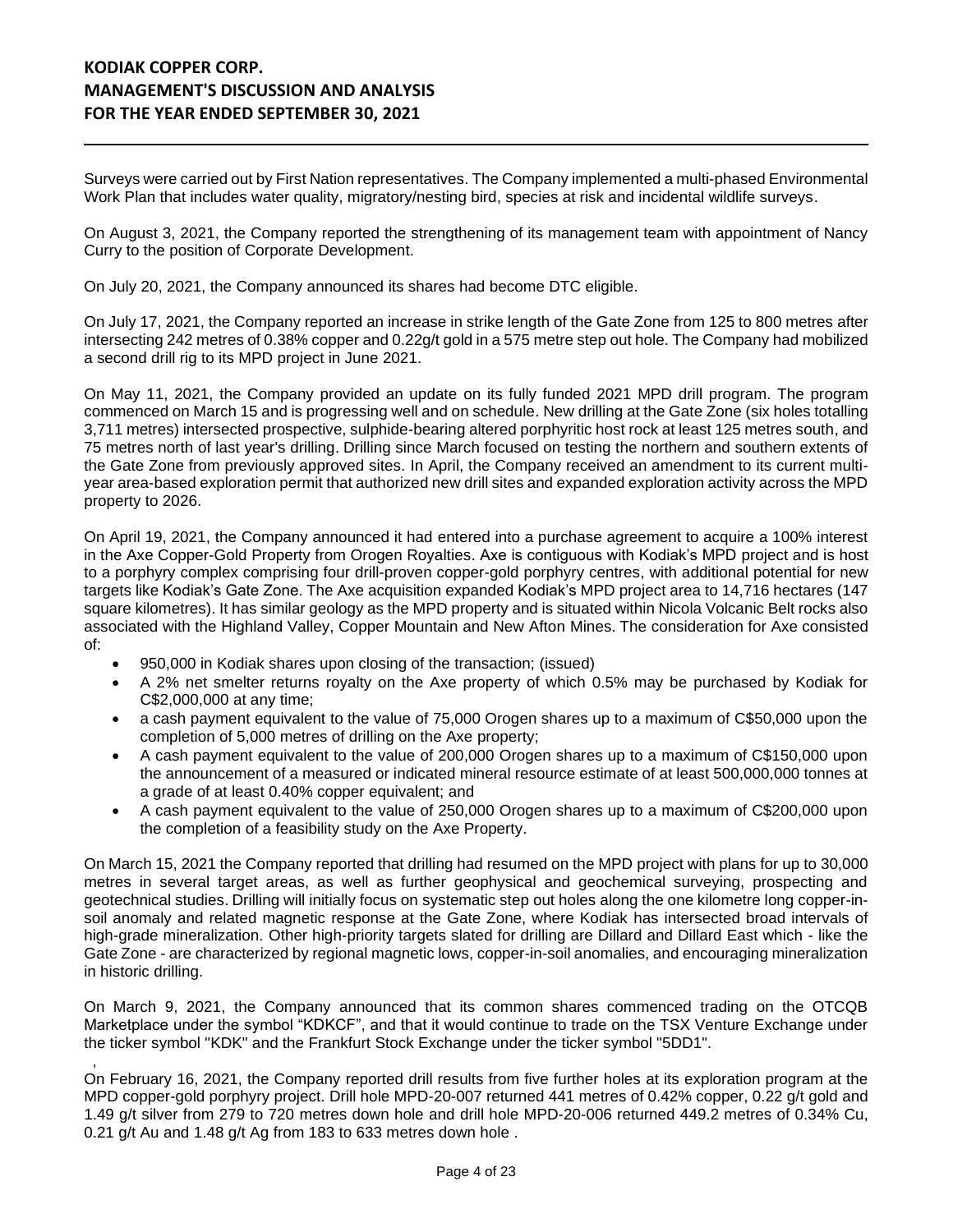Surveys were carried out by First Nation representatives. The Company implemented a multi-phased Environmental Work Plan that includes water quality, migratory/nesting bird, species at risk and incidental wildlife surveys.

On August 3, 2021, the Company reported the strengthening of its management team with appointment of Nancy Curry to the position of Corporate Development.

On July 20, 2021, the Company announced its shares had become DTC eligible.

On July 17, 2021, the Company reported an increase in strike length of the Gate Zone from 125 to 800 metres after intersecting 242 metres of 0.38% copper and 0.22g/t gold in a 575 metre step out hole. The Company had mobilized a second drill rig to its MPD project in June 2021.

On May 11, 2021, the Company provided an update on its fully funded 2021 MPD drill program. The program commenced on March 15 and is progressing well and on schedule. New drilling at the Gate Zone (six holes totalling 3,711 metres) intersected prospective, sulphide-bearing altered porphyritic host rock at least 125 metres south, and 75 metres north of last year's drilling. Drilling since March focused on testing the northern and southern extents of the Gate Zone from previously approved sites. In April, the Company received an amendment to its current multi-year area-based exploration permit that authorized new drill sites and expanded exploration activity across the MPD property to 2026.

On April 19, 2021, the Company announced it had entered into a purchase agreement to acquire a 100% interest in the Axe Copper-Gold Property from Orogen Royalties. Axe is contiguous with Kodiak's MPD project and is host to a porphyry complex comprising four drill-proven copper-gold porphyry centres, with additional potential for new targets like Kodiak's Gate Zone. The Axe acquisition expanded Kodiak's MPD project area to 14,716 hectares (147 square kilometres). It has similar geology as the MPD property and is situated within Nicola Volcanic Belt rocks also associated with the Highland Valley, Copper Mountain and New Afton Mines. The consideration for Axe consisted of:

- 950,000 in Kodiak shares upon closing of the transaction; (issued)
- A 2% net smelter returns royalty on the Axe property of which 0.5% may be purchased by Kodiak for C$2,000,000 at any time;
- a cash payment equivalent to the value of 75,000 Orogen shares up to a maximum of C$50,000 upon the completion of 5,000 metres of drilling on the Axe property;
- A cash payment equivalent to the value of 200,000 Orogen shares up to a maximum of C$150,000 upon the announcement of a measured or indicated mineral resource estimate of at least 500,000,000 tonnes at a grade of at least 0.40% copper equivalent; and
- A cash payment equivalent to the value of 250,000 Orogen shares up to a maximum of C$200,000 upon the completion of a feasibility study on the Axe Property.

On March 15, 2021 the Company reported that drilling had resumed on the MPD project with plans for up to 30,000 metres in several target areas, as well as further geophysical and geochemical surveying, prospecting and geotechnical studies. Drilling will initially focus on systematic step out holes along the one kilometre long copper-in-soil anomaly and related magnetic response at the Gate Zone, where Kodiak has intersected broad intervals of high-grade mineralization. Other high-priority targets slated for drilling are Dillard and Dillard East which - like the Gate Zone - are characterized by regional magnetic lows, copper-in-soil anomalies, and encouraging mineralization in historic drilling.

On March 9, 2021, the Company announced that its common shares commenced trading on the OTCQB Marketplace under the symbol "KDKCF", and that it would continue to trade on the TSX Venture Exchange under the ticker symbol "KDK" and the Frankfurt Stock Exchange under the ticker symbol "5DD1".

On February 16, 2021, the Company reported drill results from five further holes at its exploration program at the MPD copper-gold porphyry project. Drill hole MPD-20-007 returned 441 metres of 0.42% copper, 0.22 g/t gold and 1.49 g/t silver from 279 to 720 metres down hole and drill hole MPD-20-006 returned 449.2 metres of 0.34% Cu, 0.21 g/t Au and 1.48 g/t Ag from 183 to 633 metres down hole .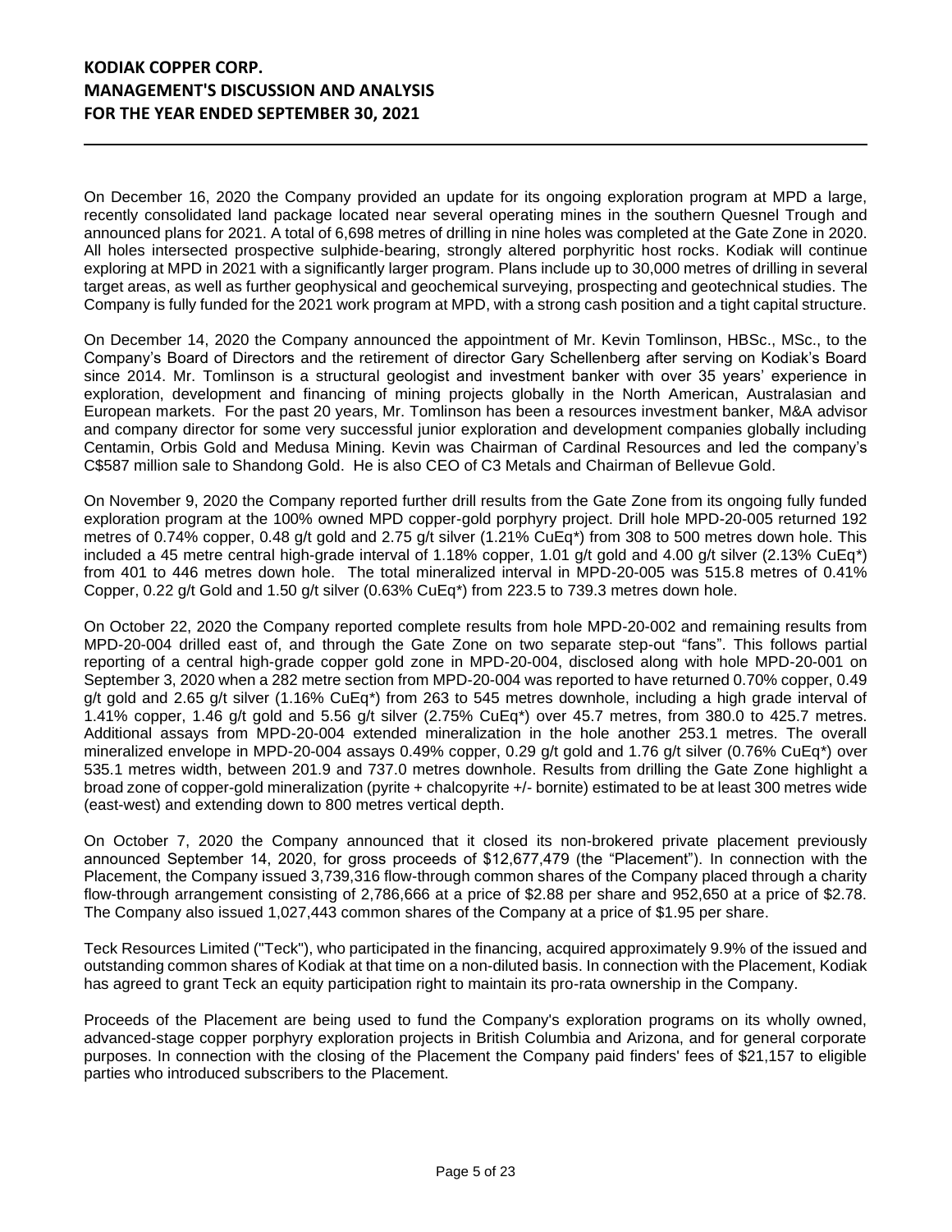On December 16, 2020 the Company provided an update for its ongoing exploration program at MPD a large, recently consolidated land package located near several operating mines in the southern Quesnel Trough and announced plans for 2021. A total of 6,698 metres of drilling in nine holes was completed at the Gate Zone in 2020. All holes intersected prospective sulphide-bearing, strongly altered porphyritic host rocks. Kodiak will continue exploring at MPD in 2021 with a significantly larger program. Plans include up to 30,000 metres of drilling in several target areas, as well as further geophysical and geochemical surveying, prospecting and geotechnical studies. The Company is fully funded for the 2021 work program at MPD, with a strong cash position and a tight capital structure.

On December 14, 2020 the Company announced the appointment of Mr. Kevin Tomlinson, HBSc., MSc., to the Company's Board of Directors and the retirement of director Gary Schellenberg after serving on Kodiak's Board since 2014. Mr. Tomlinson is a structural geologist and investment banker with over 35 years' experience in exploration, development and financing of mining projects globally in the North American, Australasian and European markets. For the past 20 years, Mr. Tomlinson has been a resources investment banker, M&A advisor and company director for some very successful junior exploration and development companies globally including Centamin, Orbis Gold and Medusa Mining. Kevin was Chairman of Cardinal Resources and led the company's C$587 million sale to Shandong Gold. He is also CEO of C3 Metals and Chairman of Bellevue Gold.

On November 9, 2020 the Company reported further drill results from the Gate Zone from its ongoing fully funded exploration program at the 100% owned MPD copper-gold porphyry project. Drill hole MPD-20-005 returned 192 metres of 0.74% copper, 0.48 g/t gold and 2.75 g/t silver (1.21% CuEq*) from 308 to 500 metres down hole. This included a 45 metre central high-grade interval of 1.18% copper, 1.01 g/t gold and 4.00 g/t silver (2.13% CuEq*) from 401 to 446 metres down hole. The total mineralized interval in MPD-20-005 was 515.8 metres of 0.41% Copper, 0.22 g/t Gold and 1.50 g/t silver (0.63% CuEq*) from 223.5 to 739.3 metres down hole.

On October 22, 2020 the Company reported complete results from hole MPD-20-002 and remaining results from MPD-20-004 drilled east of, and through the Gate Zone on two separate step-out "fans". This follows partial reporting of a central high-grade copper gold zone in MPD-20-004, disclosed along with hole MPD-20-001 on September 3, 2020 when a 282 metre section from MPD-20-004 was reported to have returned 0.70% copper, 0.49 g/t gold and 2.65 g/t silver (1.16% CuEq*) from 263 to 545 metres downhole, including a high grade interval of 1.41% copper, 1.46 g/t gold and 5.56 g/t silver (2.75% CuEq*) over 45.7 metres, from 380.0 to 425.7 metres. Additional assays from MPD-20-004 extended mineralization in the hole another 253.1 metres. The overall mineralized envelope in MPD-20-004 assays 0.49% copper, 0.29 g/t gold and 1.76 g/t silver (0.76% CuEq*) over 535.1 metres width, between 201.9 and 737.0 metres downhole. Results from drilling the Gate Zone highlight a broad zone of copper-gold mineralization (pyrite + chalcopyrite +/- bornite) estimated to be at least 300 metres wide (east-west) and extending down to 800 metres vertical depth.

On October 7, 2020 the Company announced that it closed its non-brokered private placement previously announced September 14, 2020, for gross proceeds of $12,677,479 (the "Placement"). In connection with the Placement, the Company issued 3,739,316 flow-through common shares of the Company placed through a charity flow-through arrangement consisting of 2,786,666 at a price of $2.88 per share and 952,650 at a price of $2.78. The Company also issued 1,027,443 common shares of the Company at a price of $1.95 per share.

Teck Resources Limited ("Teck"), who participated in the financing, acquired approximately 9.9% of the issued and outstanding common shares of Kodiak at that time on a non-diluted basis. In connection with the Placement, Kodiak has agreed to grant Teck an equity participation right to maintain its pro-rata ownership in the Company.

Proceeds of the Placement are being used to fund the Company's exploration programs on its wholly owned, advanced-stage copper porphyry exploration projects in British Columbia and Arizona, and for general corporate purposes. In connection with the closing of the Placement the Company paid finders' fees of $21,157 to eligible parties who introduced subscribers to the Placement.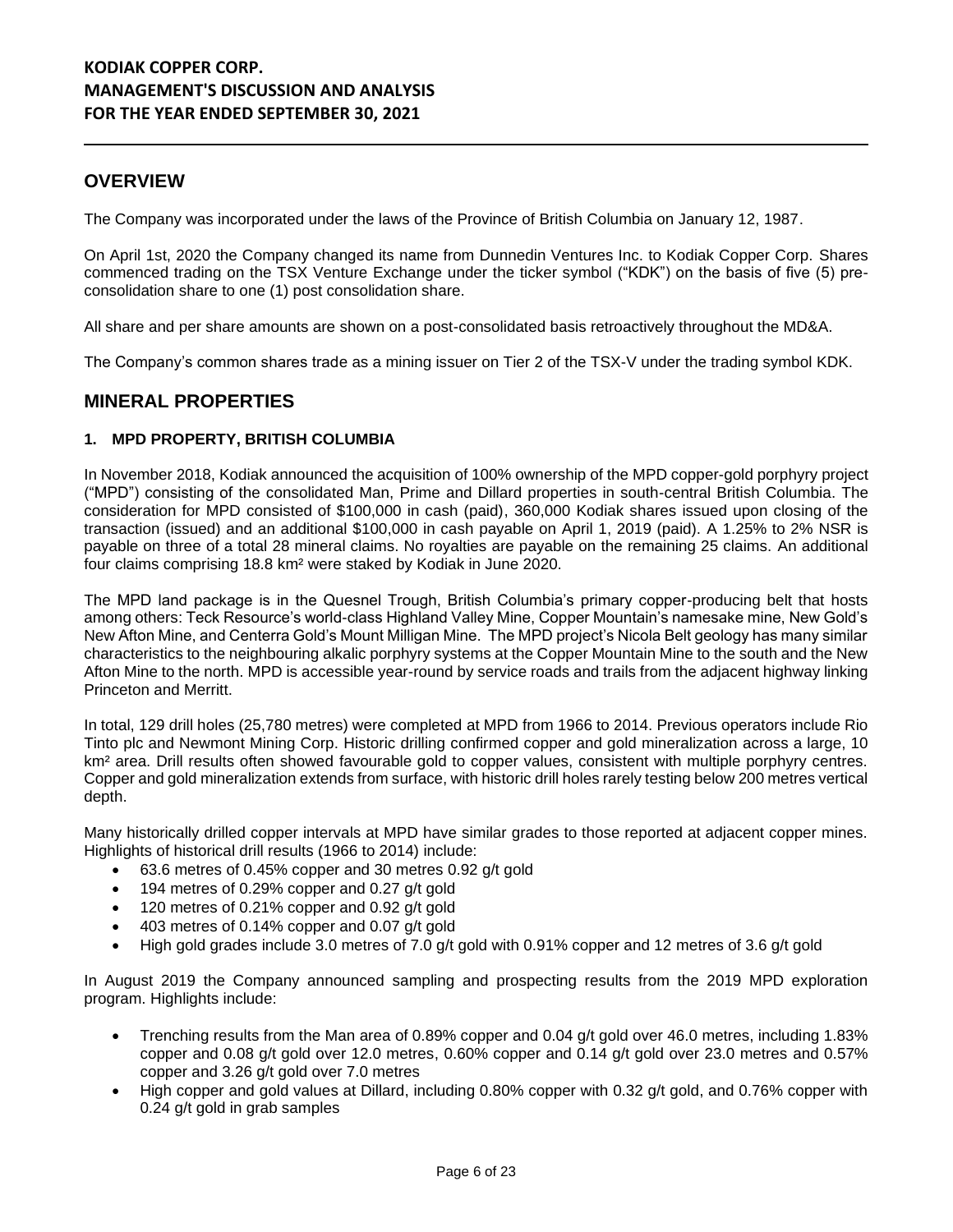## OVERVIEW

The Company was incorporated under the laws of the Province of British Columbia on January 12, 1987.

On April 1st, 2020 the Company changed its name from Dunnedin Ventures Inc. to Kodiak Copper Corp. Shares commenced trading on the TSX Venture Exchange under the ticker symbol ("KDK") on the basis of five (5) pre-consolidation share to one (1) post consolidation share.

All share and per share amounts are shown on a post-consolidated basis retroactively throughout the MD&A.

The Company's common shares trade as a mining issuer on Tier 2 of the TSX-V under the trading symbol KDK.

## MINERAL PROPERTIES

### 1. MPD PROPERTY, BRITISH COLUMBIA

In November 2018, Kodiak announced the acquisition of 100% ownership of the MPD copper-gold porphyry project ("MPD") consisting of the consolidated Man, Prime and Dillard properties in south-central British Columbia. The consideration for MPD consisted of $100,000 in cash (paid), 360,000 Kodiak shares issued upon closing of the transaction (issued) and an additional $100,000 in cash payable on April 1, 2019 (paid). A 1.25% to 2% NSR is payable on three of a total 28 mineral claims. No royalties are payable on the remaining 25 claims. An additional four claims comprising 18.8 km² were staked by Kodiak in June 2020.

The MPD land package is in the Quesnel Trough, British Columbia's primary copper-producing belt that hosts among others: Teck Resource's world-class Highland Valley Mine, Copper Mountain's namesake mine, New Gold's New Afton Mine, and Centerra Gold's Mount Milligan Mine. The MPD project's Nicola Belt geology has many similar characteristics to the neighbouring alkalic porphyry systems at the Copper Mountain Mine to the south and the New Afton Mine to the north. MPD is accessible year-round by service roads and trails from the adjacent highway linking Princeton and Merritt.

In total, 129 drill holes (25,780 metres) were completed at MPD from 1966 to 2014. Previous operators include Rio Tinto plc and Newmont Mining Corp. Historic drilling confirmed copper and gold mineralization across a large, 10 km² area. Drill results often showed favourable gold to copper values, consistent with multiple porphyry centres. Copper and gold mineralization extends from surface, with historic drill holes rarely testing below 200 metres vertical depth.

Many historically drilled copper intervals at MPD have similar grades to those reported at adjacent copper mines. Highlights of historical drill results (1966 to 2014) include:

- 63.6 metres of 0.45% copper and 30 metres 0.92 g/t gold
- 194 metres of 0.29% copper and 0.27 g/t gold
- 120 metres of 0.21% copper and 0.92 g/t gold
- 403 metres of 0.14% copper and 0.07 g/t gold
- High gold grades include 3.0 metres of 7.0 g/t gold with 0.91% copper and 12 metres of 3.6 g/t gold

In August 2019 the Company announced sampling and prospecting results from the 2019 MPD exploration program. Highlights include:

- Trenching results from the Man area of 0.89% copper and 0.04 g/t gold over 46.0 metres, including 1.83% copper and 0.08 g/t gold over 12.0 metres, 0.60% copper and 0.14 g/t gold over 23.0 metres and 0.57% copper and 3.26 g/t gold over 7.0 metres
- High copper and gold values at Dillard, including 0.80% copper with 0.32 g/t gold, and 0.76% copper with 0.24 g/t gold in grab samples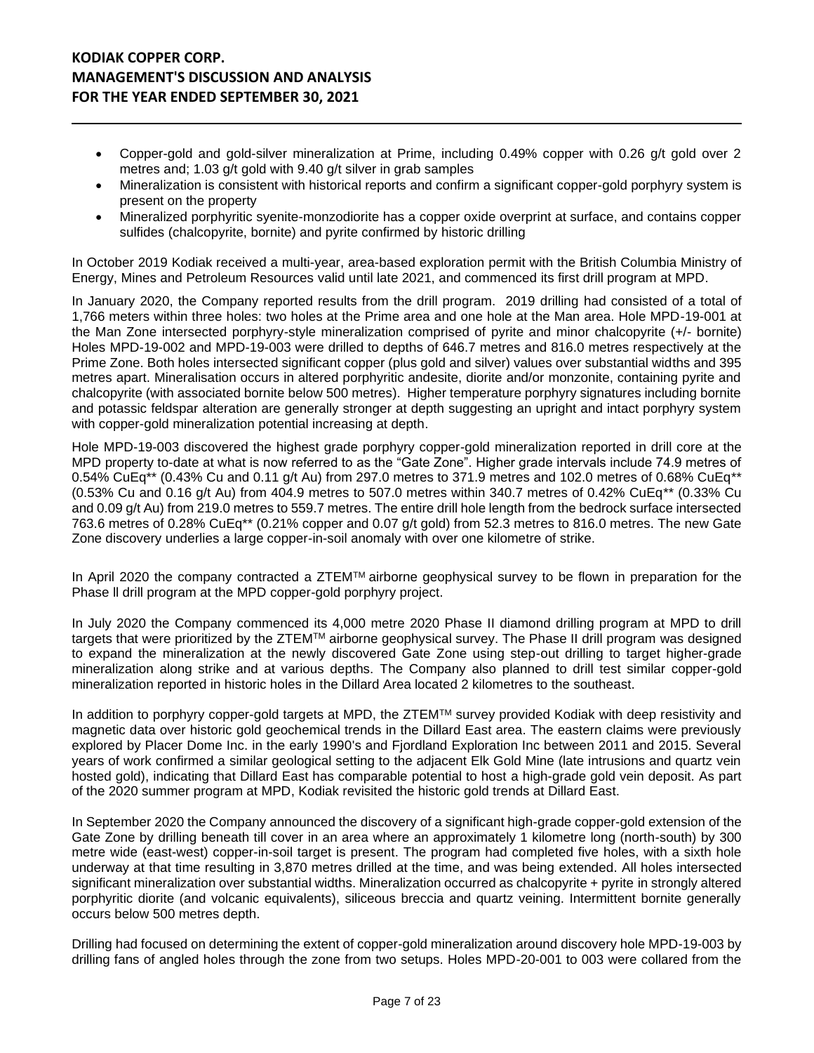- Copper-gold and gold-silver mineralization at Prime, including 0.49% copper with 0.26 g/t gold over 2 metres and; 1.03 g/t gold with 9.40 g/t silver in grab samples
- Mineralization is consistent with historical reports and confirm a significant copper-gold porphyry system is present on the property
- Mineralized porphyritic syenite-monzodiorite has a copper oxide overprint at surface, and contains copper sulfides (chalcopyrite, bornite) and pyrite confirmed by historic drilling

In October 2019 Kodiak received a multi-year, area-based exploration permit with the British Columbia Ministry of Energy, Mines and Petroleum Resources valid until late 2021, and commenced its first drill program at MPD.

In January 2020, the Company reported results from the drill program. 2019 drilling had consisted of a total of 1,766 meters within three holes: two holes at the Prime area and one hole at the Man area. Hole MPD-19-001 at the Man Zone intersected porphyry-style mineralization comprised of pyrite and minor chalcopyrite (+/- bornite) Holes MPD-19-002 and MPD-19-003 were drilled to depths of 646.7 metres and 816.0 metres respectively at the Prime Zone. Both holes intersected significant copper (plus gold and silver) values over substantial widths and 395 metres apart. Mineralisation occurs in altered porphyritic andesite, diorite and/or monzonite, containing pyrite and chalcopyrite (with associated bornite below 500 metres). Higher temperature porphyry signatures including bornite and potassic feldspar alteration are generally stronger at depth suggesting an upright and intact porphyry system with copper-gold mineralization potential increasing at depth.

Hole MPD-19-003 discovered the highest grade porphyry copper-gold mineralization reported in drill core at the MPD property to-date at what is now referred to as the "Gate Zone". Higher grade intervals include 74.9 metres of 0.54% CuEq** (0.43% Cu and 0.11 g/t Au) from 297.0 metres to 371.9 metres and 102.0 metres of 0.68% CuEq** (0.53% Cu and 0.16 g/t Au) from 404.9 metres to 507.0 metres within 340.7 metres of 0.42% CuEq** (0.33% Cu and 0.09 g/t Au) from 219.0 metres to 559.7 metres. The entire drill hole length from the bedrock surface intersected 763.6 metres of 0.28% CuEq** (0.21% copper and 0.07 g/t gold) from 52.3 metres to 816.0 metres. The new Gate Zone discovery underlies a large copper-in-soil anomaly with over one kilometre of strike.

In April 2020 the company contracted a ZTEM™ airborne geophysical survey to be flown in preparation for the Phase ll drill program at the MPD copper-gold porphyry project.

In July 2020 the Company commenced its 4,000 metre 2020 Phase II diamond drilling program at MPD to drill targets that were prioritized by the ZTEM™ airborne geophysical survey. The Phase II drill program was designed to expand the mineralization at the newly discovered Gate Zone using step-out drilling to target higher-grade mineralization along strike and at various depths. The Company also planned to drill test similar copper-gold mineralization reported in historic holes in the Dillard Area located 2 kilometres to the southeast.

In addition to porphyry copper-gold targets at MPD, the ZTEM™ survey provided Kodiak with deep resistivity and magnetic data over historic gold geochemical trends in the Dillard East area. The eastern claims were previously explored by Placer Dome Inc. in the early 1990's and Fjordland Exploration Inc between 2011 and 2015. Several years of work confirmed a similar geological setting to the adjacent Elk Gold Mine (late intrusions and quartz vein hosted gold), indicating that Dillard East has comparable potential to host a high-grade gold vein deposit. As part of the 2020 summer program at MPD, Kodiak revisited the historic gold trends at Dillard East.

In September 2020 the Company announced the discovery of a significant high-grade copper-gold extension of the Gate Zone by drilling beneath till cover in an area where an approximately 1 kilometre long (north-south) by 300 metre wide (east-west) copper-in-soil target is present. The program had completed five holes, with a sixth hole underway at that time resulting in 3,870 metres drilled at the time, and was being extended. All holes intersected significant mineralization over substantial widths. Mineralization occurred as chalcopyrite + pyrite in strongly altered porphyritic diorite (and volcanic equivalents), siliceous breccia and quartz veining. Intermittent bornite generally occurs below 500 metres depth.

Drilling had focused on determining the extent of copper-gold mineralization around discovery hole MPD-19-003 by drilling fans of angled holes through the zone from two setups. Holes MPD-20-001 to 003 were collared from the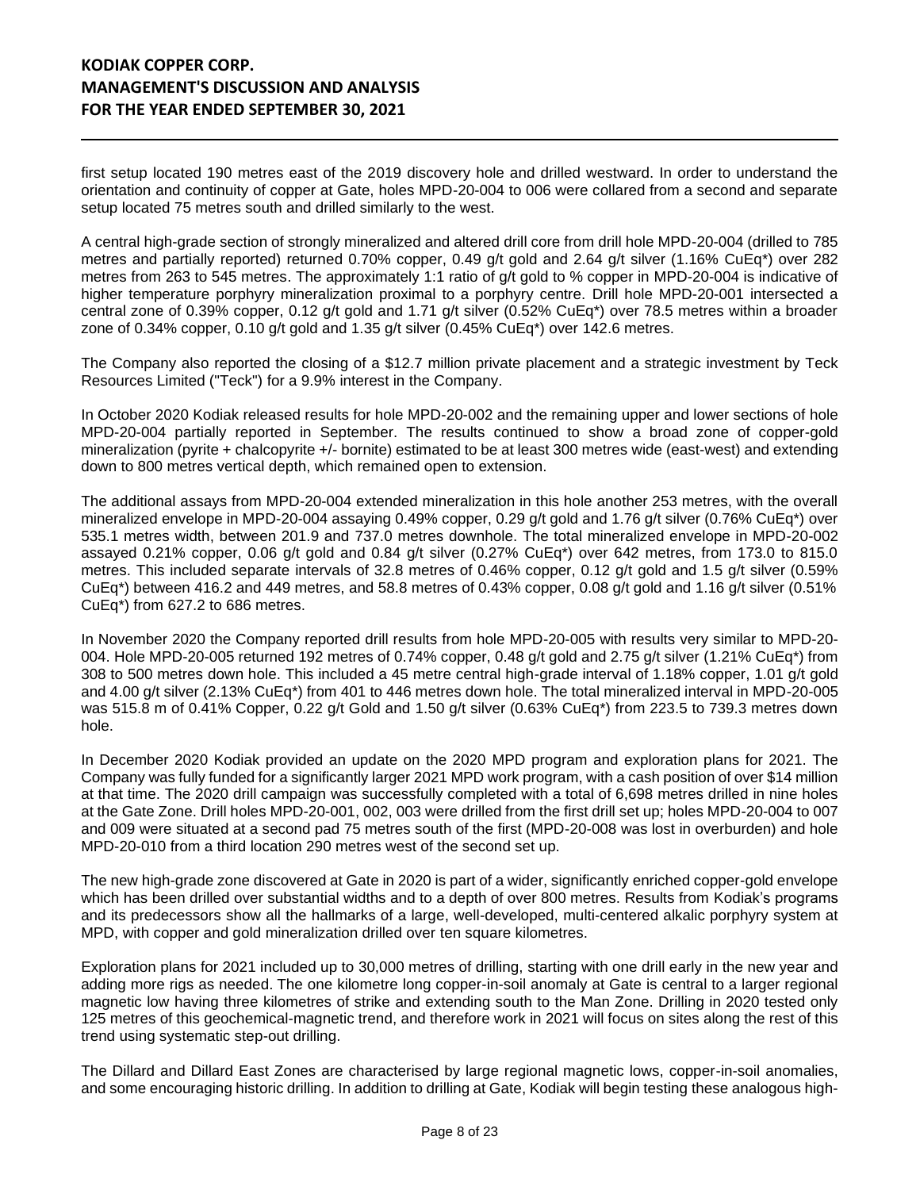first setup located 190 metres east of the 2019 discovery hole and drilled westward. In order to understand the orientation and continuity of copper at Gate, holes MPD-20-004 to 006 were collared from a second and separate setup located 75 metres south and drilled similarly to the west.

A central high-grade section of strongly mineralized and altered drill core from drill hole MPD-20-004 (drilled to 785 metres and partially reported) returned 0.70% copper, 0.49 g/t gold and 2.64 g/t silver (1.16% CuEq*) over 282 metres from 263 to 545 metres. The approximately 1:1 ratio of g/t gold to % copper in MPD-20-004 is indicative of higher temperature porphyry mineralization proximal to a porphyry centre. Drill hole MPD-20-001 intersected a central zone of 0.39% copper, 0.12 g/t gold and 1.71 g/t silver (0.52% CuEq*) over 78.5 metres within a broader zone of 0.34% copper, 0.10 g/t gold and 1.35 g/t silver (0.45% CuEq*) over 142.6 metres.

The Company also reported the closing of a $12.7 million private placement and a strategic investment by Teck Resources Limited ("Teck") for a 9.9% interest in the Company.

In October 2020 Kodiak released results for hole MPD-20-002 and the remaining upper and lower sections of hole MPD-20-004 partially reported in September. The results continued to show a broad zone of copper-gold mineralization (pyrite + chalcopyrite +/- bornite) estimated to be at least 300 metres wide (east-west) and extending down to 800 metres vertical depth, which remained open to extension.

The additional assays from MPD-20-004 extended mineralization in this hole another 253 metres, with the overall mineralized envelope in MPD-20-004 assaying 0.49% copper, 0.29 g/t gold and 1.76 g/t silver (0.76% CuEq*) over 535.1 metres width, between 201.9 and 737.0 metres downhole. The total mineralized envelope in MPD-20-002 assayed 0.21% copper, 0.06 g/t gold and 0.84 g/t silver (0.27% CuEq*) over 642 metres, from 173.0 to 815.0 metres. This included separate intervals of 32.8 metres of 0.46% copper, 0.12 g/t gold and 1.5 g/t silver (0.59% CuEq*) between 416.2 and 449 metres, and 58.8 metres of 0.43% copper, 0.08 g/t gold and 1.16 g/t silver (0.51% CuEq*) from 627.2 to 686 metres.

In November 2020 the Company reported drill results from hole MPD-20-005 with results very similar to MPD-20-004. Hole MPD-20-005 returned 192 metres of 0.74% copper, 0.48 g/t gold and 2.75 g/t silver (1.21% CuEq*) from 308 to 500 metres down hole. This included a 45 metre central high-grade interval of 1.18% copper, 1.01 g/t gold and 4.00 g/t silver (2.13% CuEq*) from 401 to 446 metres down hole. The total mineralized interval in MPD-20-005 was 515.8 m of 0.41% Copper, 0.22 g/t Gold and 1.50 g/t silver (0.63% CuEq*) from 223.5 to 739.3 metres down hole.

In December 2020 Kodiak provided an update on the 2020 MPD program and exploration plans for 2021. The Company was fully funded for a significantly larger 2021 MPD work program, with a cash position of over $14 million at that time. The 2020 drill campaign was successfully completed with a total of 6,698 metres drilled in nine holes at the Gate Zone. Drill holes MPD-20-001, 002, 003 were drilled from the first drill set up; holes MPD-20-004 to 007 and 009 were situated at a second pad 75 metres south of the first (MPD-20-008 was lost in overburden) and hole MPD-20-010 from a third location 290 metres west of the second set up.

The new high-grade zone discovered at Gate in 2020 is part of a wider, significantly enriched copper-gold envelope which has been drilled over substantial widths and to a depth of over 800 metres. Results from Kodiak's programs and its predecessors show all the hallmarks of a large, well-developed, multi-centered alkalic porphyry system at MPD, with copper and gold mineralization drilled over ten square kilometres.

Exploration plans for 2021 included up to 30,000 metres of drilling, starting with one drill early in the new year and adding more rigs as needed. The one kilometre long copper-in-soil anomaly at Gate is central to a larger regional magnetic low having three kilometres of strike and extending south to the Man Zone. Drilling in 2020 tested only 125 metres of this geochemical-magnetic trend, and therefore work in 2021 will focus on sites along the rest of this trend using systematic step-out drilling.

The Dillard and Dillard East Zones are characterised by large regional magnetic lows, copper-in-soil anomalies, and some encouraging historic drilling. In addition to drilling at Gate, Kodiak will begin testing these analogous high-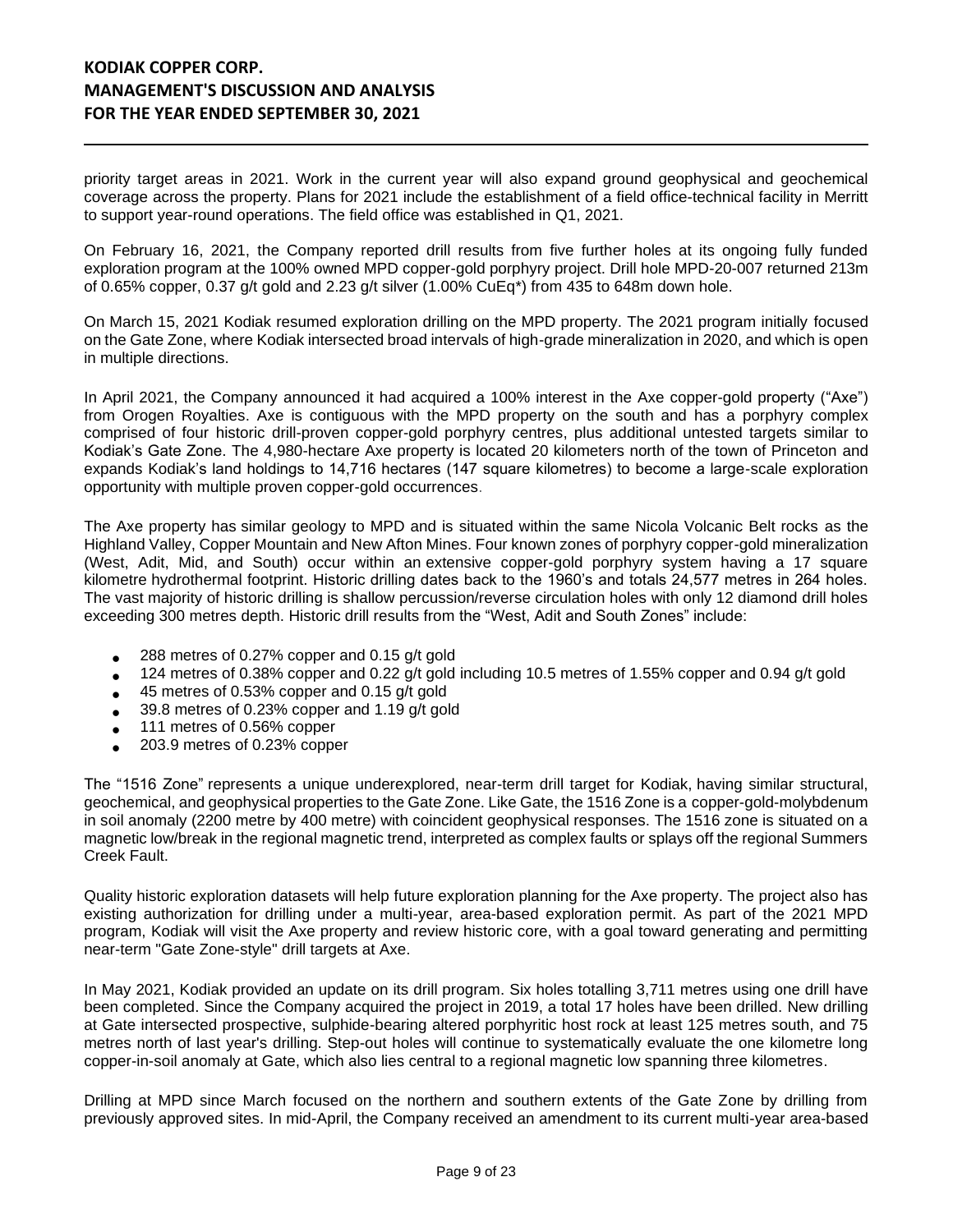priority target areas in 2021. Work in the current year will also expand ground geophysical and geochemical coverage across the property. Plans for 2021 include the establishment of a field office-technical facility in Merritt to support year-round operations. The field office was established in Q1, 2021.

On February 16, 2021, the Company reported drill results from five further holes at its ongoing fully funded exploration program at the 100% owned MPD copper-gold porphyry project. Drill hole MPD-20-007 returned 213m of 0.65% copper, 0.37 g/t gold and 2.23 g/t silver (1.00% CuEq*) from 435 to 648m down hole.

On March 15, 2021 Kodiak resumed exploration drilling on the MPD property. The 2021 program initially focused on the Gate Zone, where Kodiak intersected broad intervals of high-grade mineralization in 2020, and which is open in multiple directions.

In April 2021, the Company announced it had acquired a 100% interest in the Axe copper-gold property ("Axe") from Orogen Royalties. Axe is contiguous with the MPD property on the south and has a porphyry complex comprised of four historic drill-proven copper-gold porphyry centres, plus additional untested targets similar to Kodiak's Gate Zone. The 4,980-hectare Axe property is located 20 kilometers north of the town of Princeton and expands Kodiak's land holdings to 14,716 hectares (147 square kilometres) to become a large-scale exploration opportunity with multiple proven copper-gold occurrences.

The Axe property has similar geology to MPD and is situated within the same Nicola Volcanic Belt rocks as the Highland Valley, Copper Mountain and New Afton Mines. Four known zones of porphyry copper-gold mineralization (West, Adit, Mid, and South) occur within an extensive copper-gold porphyry system having a 17 square kilometre hydrothermal footprint. Historic drilling dates back to the 1960's and totals 24,577 metres in 264 holes. The vast majority of historic drilling is shallow percussion/reverse circulation holes with only 12 diamond drill holes exceeding 300 metres depth. Historic drill results from the "West, Adit and South Zones" include:

- 288 metres of 0.27% copper and 0.15 g/t gold
- 124 metres of 0.38% copper and 0.22 g/t gold including 10.5 metres of 1.55% copper and 0.94 g/t gold
- 45 metres of 0.53% copper and 0.15 g/t gold
- 39.8 metres of 0.23% copper and 1.19 g/t gold
- 111 metres of 0.56% copper
- 203.9 metres of 0.23% copper

The "1516 Zone" represents a unique underexplored, near-term drill target for Kodiak, having similar structural, geochemical, and geophysical properties to the Gate Zone. Like Gate, the 1516 Zone is a copper-gold-molybdenum in soil anomaly (2200 metre by 400 metre) with coincident geophysical responses. The 1516 zone is situated on a magnetic low/break in the regional magnetic trend, interpreted as complex faults or splays off the regional Summers Creek Fault.

Quality historic exploration datasets will help future exploration planning for the Axe property. The project also has existing authorization for drilling under a multi-year, area-based exploration permit. As part of the 2021 MPD program, Kodiak will visit the Axe property and review historic core, with a goal toward generating and permitting near-term "Gate Zone-style" drill targets at Axe.

In May 2021, Kodiak provided an update on its drill program. Six holes totalling 3,711 metres using one drill have been completed. Since the Company acquired the project in 2019, a total 17 holes have been drilled. New drilling at Gate intersected prospective, sulphide-bearing altered porphyritic host rock at least 125 metres south, and 75 metres north of last year's drilling. Step-out holes will continue to systematically evaluate the one kilometre long copper-in-soil anomaly at Gate, which also lies central to a regional magnetic low spanning three kilometres.

Drilling at MPD since March focused on the northern and southern extents of the Gate Zone by drilling from previously approved sites. In mid-April, the Company received an amendment to its current multi-year area-based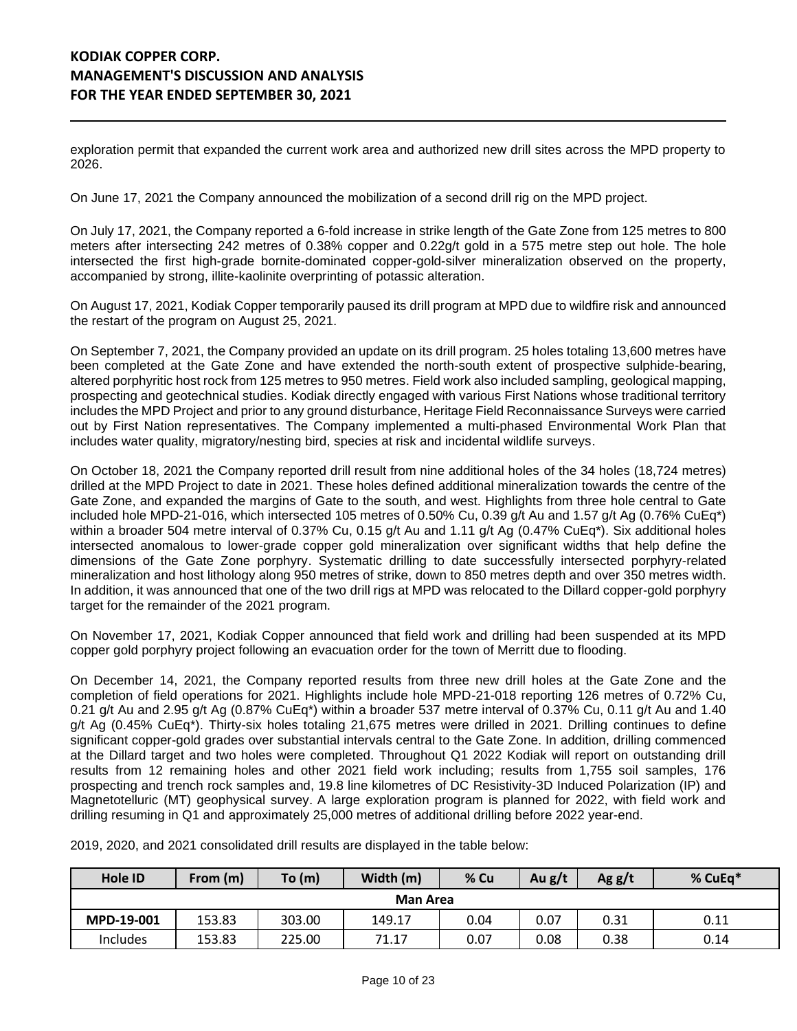exploration permit that expanded the current work area and authorized new drill sites across the MPD property to 2026.

On June 17, 2021 the Company announced the mobilization of a second drill rig on the MPD project.

On July 17, 2021, the Company reported a 6-fold increase in strike length of the Gate Zone from 125 metres to 800 meters after intersecting 242 metres of 0.38% copper and 0.22g/t gold in a 575 metre step out hole. The hole intersected the first high-grade bornite-dominated copper-gold-silver mineralization observed on the property, accompanied by strong, illite-kaolinite overprinting of potassic alteration.

On August 17, 2021, Kodiak Copper temporarily paused its drill program at MPD due to wildfire risk and announced the restart of the program on August 25, 2021.

On September 7, 2021, the Company provided an update on its drill program. 25 holes totaling 13,600 metres have been completed at the Gate Zone and have extended the north-south extent of prospective sulphide-bearing, altered porphyritic host rock from 125 metres to 950 metres. Field work also included sampling, geological mapping, prospecting and geotechnical studies. Kodiak directly engaged with various First Nations whose traditional territory includes the MPD Project and prior to any ground disturbance, Heritage Field Reconnaissance Surveys were carried out by First Nation representatives. The Company implemented a multi-phased Environmental Work Plan that includes water quality, migratory/nesting bird, species at risk and incidental wildlife surveys.

On October 18, 2021 the Company reported drill result from nine additional holes of the 34 holes (18,724 metres) drilled at the MPD Project to date in 2021. These holes defined additional mineralization towards the centre of the Gate Zone, and expanded the margins of Gate to the south, and west. Highlights from three hole central to Gate included hole MPD-21-016, which intersected 105 metres of 0.50% Cu, 0.39 g/t Au and 1.57 g/t Ag (0.76% CuEq*) within a broader 504 metre interval of 0.37% Cu, 0.15 g/t Au and 1.11 g/t Ag (0.47% CuEq*). Six additional holes intersected anomalous to lower-grade copper gold mineralization over significant widths that help define the dimensions of the Gate Zone porphyry. Systematic drilling to date successfully intersected porphyry-related mineralization and host lithology along 950 metres of strike, down to 850 metres depth and over 350 metres width. In addition, it was announced that one of the two drill rigs at MPD was relocated to the Dillard copper-gold porphyry target for the remainder of the 2021 program.

On November 17, 2021, Kodiak Copper announced that field work and drilling had been suspended at its MPD copper gold porphyry project following an evacuation order for the town of Merritt due to flooding.

On December 14, 2021, the Company reported results from three new drill holes at the Gate Zone and the completion of field operations for 2021. Highlights include hole MPD-21-018 reporting 126 metres of 0.72% Cu, 0.21 g/t Au and 2.95 g/t Ag (0.87% CuEq*) within a broader 537 metre interval of 0.37% Cu, 0.11 g/t Au and 1.40 g/t Ag (0.45% CuEq*). Thirty-six holes totaling 21,675 metres were drilled in 2021. Drilling continues to define significant copper-gold grades over substantial intervals central to the Gate Zone. In addition, drilling commenced at the Dillard target and two holes were completed. Throughout Q1 2022 Kodiak will report on outstanding drill results from 12 remaining holes and other 2021 field work including; results from 1,755 soil samples, 176 prospecting and trench rock samples and, 19.8 line kilometres of DC Resistivity-3D Induced Polarization (IP) and Magnetotelluric (MT) geophysical survey. A large exploration program is planned for 2022, with field work and drilling resuming in Q1 and approximately 25,000 metres of additional drilling before 2022 year-end.

2019, 2020, and 2021 consolidated drill results are displayed in the table below:

| Hole ID | From (m) | To (m) | Width (m) | % Cu | Au g/t | Ag g/t | % CuEq* |
|---|---|---|---|---|---|---|---|
| **Man Area** | | | | | | | |
| **MPD-19-001** | 153.83 | 303.00 | 149.17 | 0.04 | 0.07 | 0.31 | 0.11 |
| Includes | 153.83 | 225.00 | 71.17 | 0.07 | 0.08 | 0.38 | 0.14 |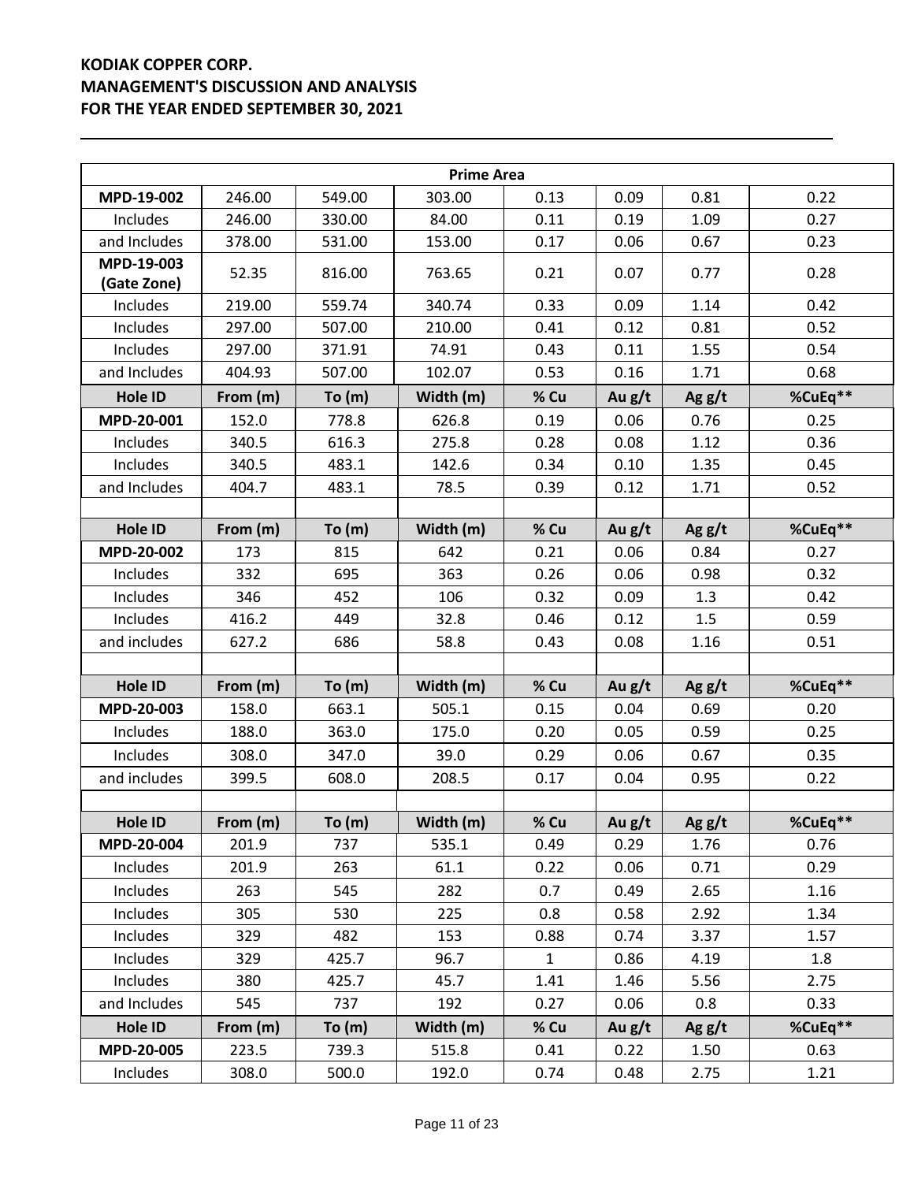| Prime Area | | | | | | | |
|---|---|---|---|---|---|---|---|
| **MPD-19-002** | 246.00 | 549.00 | 303.00 | 0.13 | 0.09 | 0.81 | 0.22 |
| Includes | 246.00 | 330.00 | 84.00 | 0.11 | 0.19 | 1.09 | 0.27 |
| and Includes | 378.00 | 531.00 | 153.00 | 0.17 | 0.06 | 0.67 | 0.23 |
| **MPD-19-003 (Gate Zone)** | 52.35 | 816.00 | 763.65 | 0.21 | 0.07 | 0.77 | 0.28 |
| Includes | 219.00 | 559.74 | 340.74 | 0.33 | 0.09 | 1.14 | 0.42 |
| Includes | 297.00 | 507.00 | 210.00 | 0.41 | 0.12 | 0.81 | 0.52 |
| Includes | 297.00 | 371.91 | 74.91 | 0.43 | 0.11 | 1.55 | 0.54 |
| and Includes | 404.93 | 507.00 | 102.07 | 0.53 | 0.16 | 1.71 | 0.68 |

| Hole ID | From (m) | To (m) | Width (m) | % Cu | Au g/t | Ag g/t | %CuEq** |
|---|---|---|---|---|---|---|---|
| **MPD-20-001** | 152.0 | 778.8 | 626.8 | 0.19 | 0.06 | 0.76 | 0.25 |
| Includes | 340.5 | 616.3 | 275.8 | 0.28 | 0.08 | 1.12 | 0.36 |
| Includes | 340.5 | 483.1 | 142.6 | 0.34 | 0.10 | 1.35 | 0.45 |
| and Includes | 404.7 | 483.1 | 78.5 | 0.39 | 0.12 | 1.71 | 0.52 |

| Hole ID | From (m) | To (m) | Width (m) | % Cu | Au g/t | Ag g/t | %CuEq** |
|---|---|---|---|---|---|---|---|
| **MPD-20-002** | 173 | 815 | 642 | 0.21 | 0.06 | 0.84 | 0.27 |
| Includes | 332 | 695 | 363 | 0.26 | 0.06 | 0.98 | 0.32 |
| Includes | 346 | 452 | 106 | 0.32 | 0.09 | 1.3 | 0.42 |
| Includes | 416.2 | 449 | 32.8 | 0.46 | 0.12 | 1.5 | 0.59 |
| and includes | 627.2 | 686 | 58.8 | 0.43 | 0.08 | 1.16 | 0.51 |

| Hole ID | From (m) | To (m) | Width (m) | % Cu | Au g/t | Ag g/t | %CuEq** |
|---|---|---|---|---|---|---|---|
| **MPD-20-003** | 158.0 | 663.1 | 505.1 | 0.15 | 0.04 | 0.69 | 0.20 |
| Includes | 188.0 | 363.0 | 175.0 | 0.20 | 0.05 | 0.59 | 0.25 |
| Includes | 308.0 | 347.0 | 39.0 | 0.29 | 0.06 | 0.67 | 0.35 |
| and includes | 399.5 | 608.0 | 208.5 | 0.17 | 0.04 | 0.95 | 0.22 |

| Hole ID | From (m) | To (m) | Width (m) | % Cu | Au g/t | Ag g/t | %CuEq** |
|---|---|---|---|---|---|---|---|
| **MPD-20-004** | 201.9 | 737 | 535.1 | 0.49 | 0.29 | 1.76 | 0.76 |
| Includes | 201.9 | 263 | 61.1 | 0.22 | 0.06 | 0.71 | 0.29 |
| Includes | 263 | 545 | 282 | 0.7 | 0.49 | 2.65 | 1.16 |
| Includes | 305 | 530 | 225 | 0.8 | 0.58 | 2.92 | 1.34 |
| Includes | 329 | 482 | 153 | 0.88 | 0.74 | 3.37 | 1.57 |
| Includes | 329 | 425.7 | 96.7 | 1 | 0.86 | 4.19 | 1.8 |
| Includes | 380 | 425.7 | 45.7 | 1.41 | 1.46 | 5.56 | 2.75 |
| and Includes | 545 | 737 | 192 | 0.27 | 0.06 | 0.8 | 0.33 |

| Hole ID | From (m) | To (m) | Width (m) | % Cu | Au g/t | Ag g/t | %CuEq** |
|---|---|---|---|---|---|---|---|
| **MPD-20-005** | 223.5 | 739.3 | 515.8 | 0.41 | 0.22 | 1.50 | 0.63 |
| Includes | 308.0 | 500.0 | 192.0 | 0.74 | 0.48 | 2.75 | 1.21 |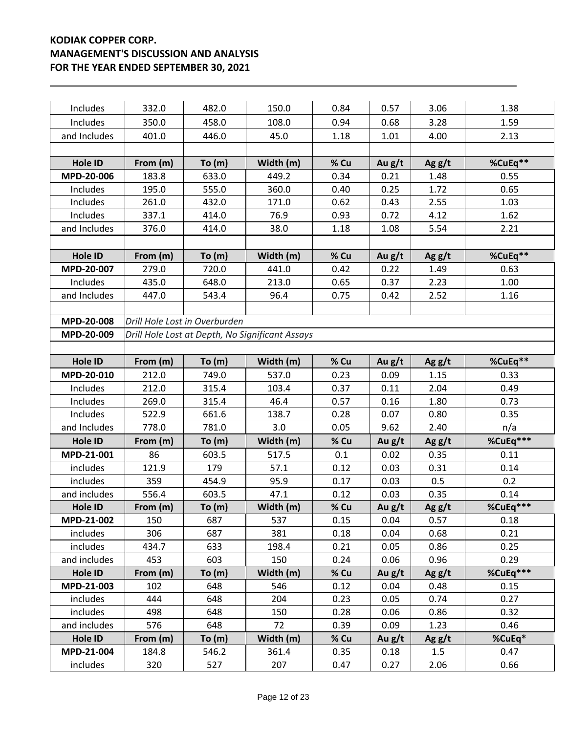| | | | | | | | |
|---|---|---|---|---|---|---|---|
| Includes | 332.0 | 482.0 | 150.0 | 0.84 | 0.57 | 3.06 | 1.38 |
| Includes | 350.0 | 458.0 | 108.0 | 0.94 | 0.68 | 3.28 | 1.59 |
| and Includes | 401.0 | 446.0 | 45.0 | 1.18 | 1.01 | 4.00 | 2.13 |
| | | | | | | | |
| **Hole ID** | **From (m)** | **To (m)** | **Width (m)** | **% Cu** | **Au g/t** | **Ag g/t** | **%CuEq**** |
| **MPD-20-006** | 183.8 | 633.0 | 449.2 | 0.34 | 0.21 | 1.48 | 0.55 |
| Includes | 195.0 | 555.0 | 360.0 | 0.40 | 0.25 | 1.72 | 0.65 |
| Includes | 261.0 | 432.0 | 171.0 | 0.62 | 0.43 | 2.55 | 1.03 |
| Includes | 337.1 | 414.0 | 76.9 | 0.93 | 0.72 | 4.12 | 1.62 |
| and Includes | 376.0 | 414.0 | 38.0 | 1.18 | 1.08 | 5.54 | 2.21 |
| | | | | | | | |
| **Hole ID** | **From (m)** | **To (m)** | **Width (m)** | **% Cu** | **Au g/t** | **Ag g/t** | **%CuEq**** |
| **MPD-20-007** | 279.0 | 720.0 | 441.0 | 0.42 | 0.22 | 1.49 | 0.63 |
| Includes | 435.0 | 648.0 | 213.0 | 0.65 | 0.37 | 2.23 | 1.00 |
| and Includes | 447.0 | 543.4 | 96.4 | 0.75 | 0.42 | 2.52 | 1.16 |
| | | | | | | | |
| **MPD-20-008** | *Drill Hole Lost in Overburden* | | | | | | |
| **MPD-20-009** | *Drill Hole Lost at Depth, No Significant Assays* | | | | | | |
| | | | | | | | |
| **Hole ID** | **From (m)** | **To (m)** | **Width (m)** | **% Cu** | **Au g/t** | **Ag g/t** | **%CuEq**** |
| **MPD-20-010** | 212.0 | 749.0 | 537.0 | 0.23 | 0.09 | 1.15 | 0.33 |
| Includes | 212.0 | 315.4 | 103.4 | 0.37 | 0.11 | 2.04 | 0.49 |
| Includes | 269.0 | 315.4 | 46.4 | 0.57 | 0.16 | 1.80 | 0.73 |
| Includes | 522.9 | 661.6 | 138.7 | 0.28 | 0.07 | 0.80 | 0.35 |
| and Includes | 778.0 | 781.0 | 3.0 | 0.05 | 9.62 | 2.40 | n/a |
| **Hole ID** | **From (m)** | **To (m)** | **Width (m)** | **% Cu** | **Au g/t** | **Ag g/t** | **%CuEq***** |
| **MPD-21-001** | 86 | 603.5 | 517.5 | 0.1 | 0.02 | 0.35 | 0.11 |
| includes | 121.9 | 179 | 57.1 | 0.12 | 0.03 | 0.31 | 0.14 |
| includes | 359 | 454.9 | 95.9 | 0.17 | 0.03 | 0.5 | 0.2 |
| and includes | 556.4 | 603.5 | 47.1 | 0.12 | 0.03 | 0.35 | 0.14 |
| **Hole ID** | **From (m)** | **To (m)** | **Width (m)** | **% Cu** | **Au g/t** | **Ag g/t** | **%CuEq***** |
| **MPD-21-002** | 150 | 687 | 537 | 0.15 | 0.04 | 0.57 | 0.18 |
| includes | 306 | 687 | 381 | 0.18 | 0.04 | 0.68 | 0.21 |
| includes | 434.7 | 633 | 198.4 | 0.21 | 0.05 | 0.86 | 0.25 |
| and includes | 453 | 603 | 150 | 0.24 | 0.06 | 0.96 | 0.29 |
| **Hole ID** | **From (m)** | **To (m)** | **Width (m)** | **% Cu** | **Au g/t** | **Ag g/t** | **%CuEq***** |
| **MPD-21-003** | 102 | 648 | 546 | 0.12 | 0.04 | 0.48 | 0.15 |
| includes | 444 | 648 | 204 | 0.23 | 0.05 | 0.74 | 0.27 |
| includes | 498 | 648 | 150 | 0.28 | 0.06 | 0.86 | 0.32 |
| and includes | 576 | 648 | 72 | 0.39 | 0.09 | 1.23 | 0.46 |
| **Hole ID** | **From (m)** | **To (m)** | **Width (m)** | **% Cu** | **Au g/t** | **Ag g/t** | **%CuEq*** |
| **MPD-21-004** | 184.8 | 546.2 | 361.4 | 0.35 | 0.18 | 1.5 | 0.47 |
| includes | 320 | 527 | 207 | 0.47 | 0.27 | 2.06 | 0.66 |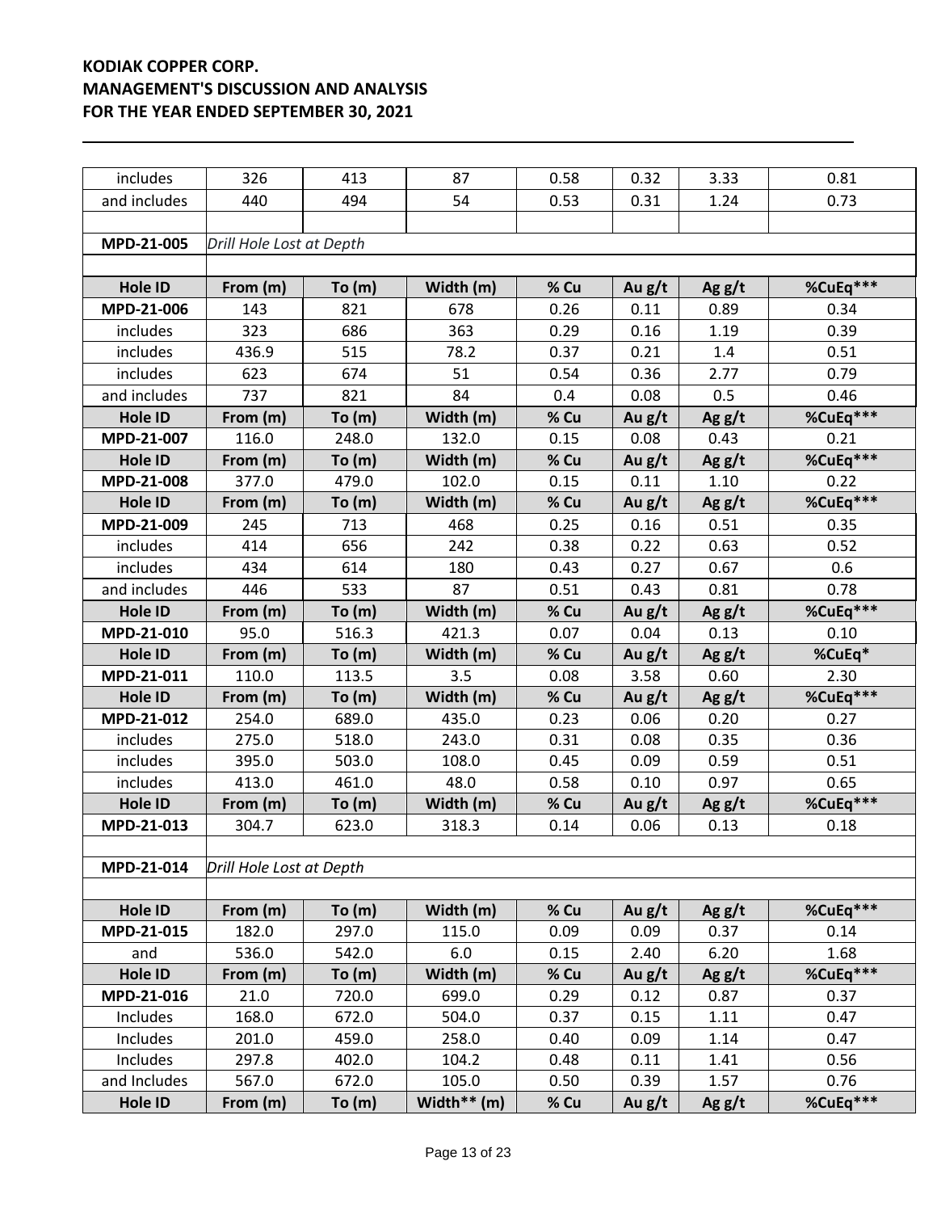| | | | | | | | |
|---|---|---|---|---|---|---|---|
| includes | 326 | 413 | 87 | 0.58 | 0.32 | 3.33 | 0.81 |
| and includes | 440 | 494 | 54 | 0.53 | 0.31 | 1.24 | 0.73 |
| | | | | | | | |
| **MPD-21-005** | *Drill Hole Lost at Depth* | | | | | | |
| | | | | | | | |
| **Hole ID** | **From (m)** | **To (m)** | **Width (m)** | **% Cu** | **Au g/t** | **Ag g/t** | **%CuEq*** ** |
| **MPD-21-006** | 143 | 821 | 678 | 0.26 | 0.11 | 0.89 | 0.34 |
| includes | 323 | 686 | 363 | 0.29 | 0.16 | 1.19 | 0.39 |
| includes | 436.9 | 515 | 78.2 | 0.37 | 0.21 | 1.4 | 0.51 |
| includes | 623 | 674 | 51 | 0.54 | 0.36 | 2.77 | 0.79 |
| and includes | 737 | 821 | 84 | 0.4 | 0.08 | 0.5 | 0.46 |
| **Hole ID** | **From (m)** | **To (m)** | **Width (m)** | **% Cu** | **Au g/t** | **Ag g/t** | **%CuEq*** ** |
| **MPD-21-007** | 116.0 | 248.0 | 132.0 | 0.15 | 0.08 | 0.43 | 0.21 |
| **Hole ID** | **From (m)** | **To (m)** | **Width (m)** | **% Cu** | **Au g/t** | **Ag g/t** | **%CuEq*** ** |
| **MPD-21-008** | 377.0 | 479.0 | 102.0 | 0.15 | 0.11 | 1.10 | 0.22 |
| **Hole ID** | **From (m)** | **To (m)** | **Width (m)** | **% Cu** | **Au g/t** | **Ag g/t** | **%CuEq*** ** |
| **MPD-21-009** | 245 | 713 | 468 | 0.25 | 0.16 | 0.51 | 0.35 |
| includes | 414 | 656 | 242 | 0.38 | 0.22 | 0.63 | 0.52 |
| includes | 434 | 614 | 180 | 0.43 | 0.27 | 0.67 | 0.6 |
| and includes | 446 | 533 | 87 | 0.51 | 0.43 | 0.81 | 0.78 |
| **Hole ID** | **From (m)** | **To (m)** | **Width (m)** | **% Cu** | **Au g/t** | **Ag g/t** | **%CuEq*** ** |
| **MPD-21-010** | 95.0 | 516.3 | 421.3 | 0.07 | 0.04 | 0.13 | 0.10 |
| **Hole ID** | **From (m)** | **To (m)** | **Width (m)** | **% Cu** | **Au g/t** | **Ag g/t** | **%CuEq*** |
| **MPD-21-011** | 110.0 | 113.5 | 3.5 | 0.08 | 3.58 | 0.60 | 2.30 |
| **Hole ID** | **From (m)** | **To (m)** | **Width (m)** | **% Cu** | **Au g/t** | **Ag g/t** | **%CuEq*** ** |
| **MPD-21-012** | 254.0 | 689.0 | 435.0 | 0.23 | 0.06 | 0.20 | 0.27 |
| includes | 275.0 | 518.0 | 243.0 | 0.31 | 0.08 | 0.35 | 0.36 |
| includes | 395.0 | 503.0 | 108.0 | 0.45 | 0.09 | 0.59 | 0.51 |
| includes | 413.0 | 461.0 | 48.0 | 0.58 | 0.10 | 0.97 | 0.65 |
| **Hole ID** | **From (m)** | **To (m)** | **Width (m)** | **% Cu** | **Au g/t** | **Ag g/t** | **%CuEq*** ** |
| **MPD-21-013** | 304.7 | 623.0 | 318.3 | 0.14 | 0.06 | 0.13 | 0.18 |
| | | | | | | | |
| **MPD-21-014** | *Drill Hole Lost at Depth* | | | | | | |
| | | | | | | | |
| **Hole ID** | **From (m)** | **To (m)** | **Width (m)** | **% Cu** | **Au g/t** | **Ag g/t** | **%CuEq*** ** |
| **MPD-21-015** | 182.0 | 297.0 | 115.0 | 0.09 | 0.09 | 0.37 | 0.14 |
| and | 536.0 | 542.0 | 6.0 | 0.15 | 2.40 | 6.20 | 1.68 |
| **Hole ID** | **From (m)** | **To (m)** | **Width (m)** | **% Cu** | **Au g/t** | **Ag g/t** | **%CuEq*** ** |
| **MPD-21-016** | 21.0 | 720.0 | 699.0 | 0.29 | 0.12 | 0.87 | 0.37 |
| Includes | 168.0 | 672.0 | 504.0 | 0.37 | 0.15 | 1.11 | 0.47 |
| Includes | 201.0 | 459.0 | 258.0 | 0.40 | 0.09 | 1.14 | 0.47 |
| Includes | 297.8 | 402.0 | 104.2 | 0.48 | 0.11 | 1.41 | 0.56 |
| and Includes | 567.0 | 672.0 | 105.0 | 0.50 | 0.39 | 1.57 | 0.76 |
| **Hole ID** | **From (m)** | **To (m)** | **Width** (m)** | **% Cu** | **Au g/t** | **Ag g/t** | **%CuEq*** ** |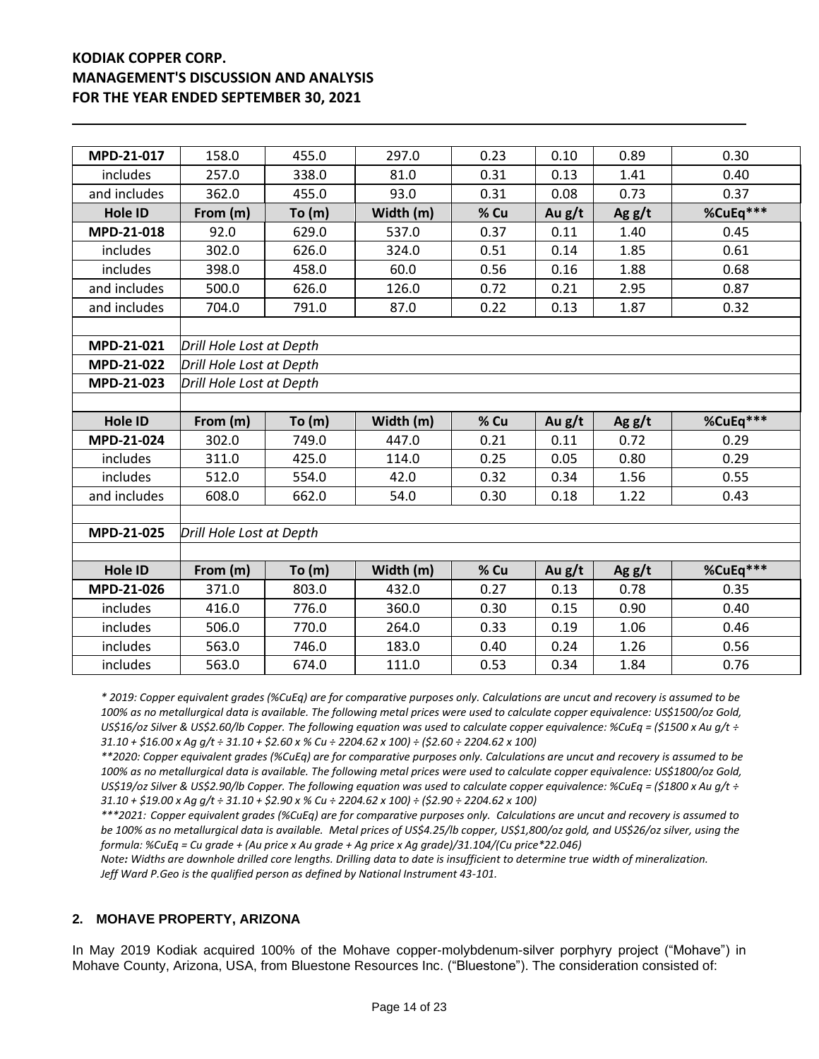| MPD-21-017 | 158.0 | 455.0 | 297.0 | 0.23 | 0.10 | 0.89 | 0.30 |
|---|---|---|---|---|---|---|---|
| includes | 257.0 | 338.0 | 81.0 | 0.31 | 0.13 | 1.41 | 0.40 |
| and includes | 362.0 | 455.0 | 93.0 | 0.31 | 0.08 | 0.73 | 0.37 |
| **Hole ID** | **From (m)** | **To (m)** | **Width (m)** | **% Cu** | **Au g/t** | **Ag g/t** | **%CuEq*** ** |
| **MPD-21-018** | 92.0 | 629.0 | 537.0 | 0.37 | 0.11 | 1.40 | 0.45 |
| includes | 302.0 | 626.0 | 324.0 | 0.51 | 0.14 | 1.85 | 0.61 |
| includes | 398.0 | 458.0 | 60.0 | 0.56 | 0.16 | 1.88 | 0.68 |
| and includes | 500.0 | 626.0 | 126.0 | 0.72 | 0.21 | 2.95 | 0.87 |
| and includes | 704.0 | 791.0 | 87.0 | 0.22 | 0.13 | 1.87 | 0.32 |
| | | | | | | | |
| **MPD-21-021** | *Drill Hole Lost at Depth* | | | | | | |
| **MPD-21-022** | *Drill Hole Lost at Depth* | | | | | | |
| **MPD-21-023** | *Drill Hole Lost at Depth* | | | | | | |
| | | | | | | | |
| **Hole ID** | **From (m)** | **To (m)** | **Width (m)** | **% Cu** | **Au g/t** | **Ag g/t** | **%CuEq*** ** |
| **MPD-21-024** | 302.0 | 749.0 | 447.0 | 0.21 | 0.11 | 0.72 | 0.29 |
| includes | 311.0 | 425.0 | 114.0 | 0.25 | 0.05 | 0.80 | 0.29 |
| includes | 512.0 | 554.0 | 42.0 | 0.32 | 0.34 | 1.56 | 0.55 |
| and includes | 608.0 | 662.0 | 54.0 | 0.30 | 0.18 | 1.22 | 0.43 |
| | | | | | | | |
| **MPD-21-025** | *Drill Hole Lost at Depth* | | | | | | |
| | | | | | | | |
| **Hole ID** | **From (m)** | **To (m)** | **Width (m)** | **% Cu** | **Au g/t** | **Ag g/t** | **%CuEq*** ** |
| **MPD-21-026** | 371.0 | 803.0 | 432.0 | 0.27 | 0.13 | 0.78 | 0.35 |
| includes | 416.0 | 776.0 | 360.0 | 0.30 | 0.15 | 0.90 | 0.40 |
| includes | 506.0 | 770.0 | 264.0 | 0.33 | 0.19 | 1.06 | 0.46 |
| includes | 563.0 | 746.0 | 183.0 | 0.40 | 0.24 | 1.26 | 0.56 |
| includes | 563.0 | 674.0 | 111.0 | 0.53 | 0.34 | 1.84 | 0.76 |

*\* 2019: Copper equivalent grades (%CuEq) are for comparative purposes only. Calculations are uncut and recovery is assumed to be 100% as no metallurgical data is available. The following metal prices were used to calculate copper equivalence: US$1500/oz Gold, US$16/oz Silver & US$2.60/lb Copper. The following equation was used to calculate copper equivalence: %CuEq = ($1500 x Au g/t ÷ 31.10 + $16.00 x Ag g/t ÷ 31.10 + $2.60 x % Cu ÷ 2204.62 x 100) ÷ ($2.60 ÷ 2204.62 x 100)*

*\*\*2020: Copper equivalent grades (%CuEq) are for comparative purposes only. Calculations are uncut and recovery is assumed to be 100% as no metallurgical data is available. The following metal prices were used to calculate copper equivalence: US$1800/oz Gold, US$19/oz Silver & US$2.90/lb Copper. The following equation was used to calculate copper equivalence: %CuEq = ($1800 x Au g/t ÷ 31.10 + $19.00 x Ag g/t ÷ 31.10 + $2.90 x % Cu ÷ 2204.62 x 100) ÷ ($2.90 ÷ 2204.62 x 100)*

*\*\*\*2021: Copper equivalent grades (%CuEq) are for comparative purposes only. Calculations are uncut and recovery is assumed to be 100% as no metallurgical data is available. Metal prices of US$4.25/lb copper, US$1,800/oz gold, and US$26/oz silver, using the formula: %CuEq = Cu grade + (Au price x Au grade + Ag price x Ag grade)/31.104/(Cu price\*22.046)*

*Note: Widths are downhole drilled core lengths. Drilling data to date is insufficient to determine true width of mineralization.*
*Jeff Ward P.Geo is the qualified person as defined by National Instrument 43-101.*

## 2. MOHAVE PROPERTY, ARIZONA

In May 2019 Kodiak acquired 100% of the Mohave copper-molybdenum-silver porphyry project ("Mohave") in Mohave County, Arizona, USA, from Bluestone Resources Inc. ("Bluestone"). The consideration consisted of: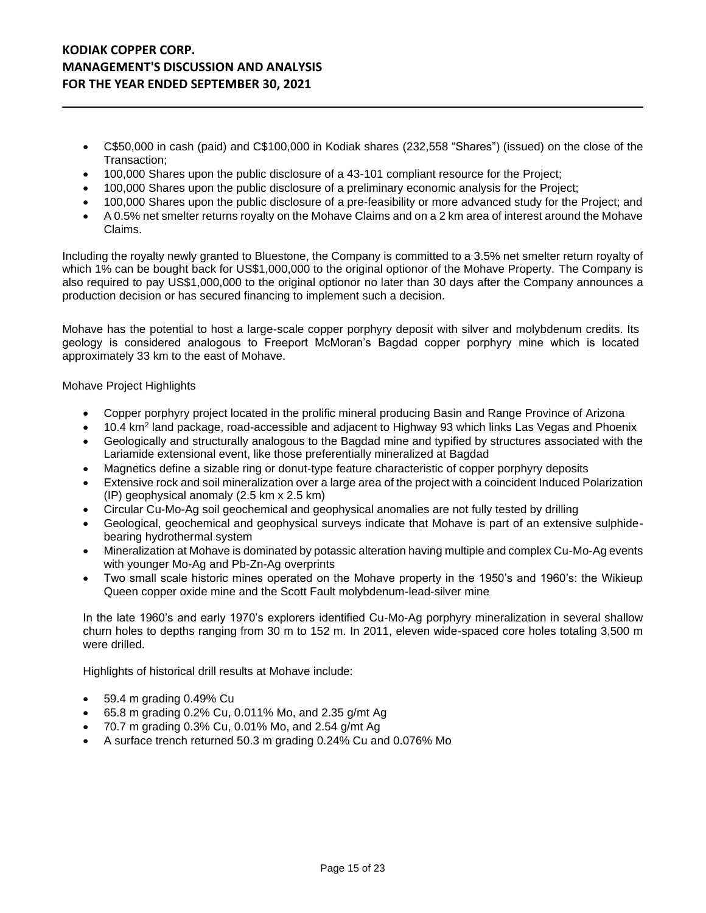- C$50,000 in cash (paid) and C$100,000 in Kodiak shares (232,558 "Shares") (issued) on the close of the Transaction;
- 100,000 Shares upon the public disclosure of a 43-101 compliant resource for the Project;
- 100,000 Shares upon the public disclosure of a preliminary economic analysis for the Project;
- 100,000 Shares upon the public disclosure of a pre-feasibility or more advanced study for the Project; and
- A 0.5% net smelter returns royalty on the Mohave Claims and on a 2 km area of interest around the Mohave Claims.

Including the royalty newly granted to Bluestone, the Company is committed to a 3.5% net smelter return royalty of which 1% can be bought back for US$1,000,000 to the original optionor of the Mohave Property. The Company is also required to pay US$1,000,000 to the original optionor no later than 30 days after the Company announces a production decision or has secured financing to implement such a decision.

Mohave has the potential to host a large-scale copper porphyry deposit with silver and molybdenum credits. Its geology is considered analogous to Freeport McMoran's Bagdad copper porphyry mine which is located approximately 33 km to the east of Mohave.

Mohave Project Highlights

- Copper porphyry project located in the prolific mineral producing Basin and Range Province of Arizona
- 10.4 km$^2$ land package, road-accessible and adjacent to Highway 93 which links Las Vegas and Phoenix
- Geologically and structurally analogous to the Bagdad mine and typified by structures associated with the Lariamide extensional event, like those preferentially mineralized at Bagdad
- Magnetics define a sizable ring or donut-type feature characteristic of copper porphyry deposits
- Extensive rock and soil mineralization over a large area of the project with a coincident Induced Polarization (IP) geophysical anomaly (2.5 km x 2.5 km)
- Circular Cu-Mo-Ag soil geochemical and geophysical anomalies are not fully tested by drilling
- Geological, geochemical and geophysical surveys indicate that Mohave is part of an extensive sulphide-bearing hydrothermal system
- Mineralization at Mohave is dominated by potassic alteration having multiple and complex Cu-Mo-Ag events with younger Mo-Ag and Pb-Zn-Ag overprints
- Two small scale historic mines operated on the Mohave property in the 1950's and 1960's: the Wikieup Queen copper oxide mine and the Scott Fault molybdenum-lead-silver mine

In the late 1960's and early 1970's explorers identified Cu-Mo-Ag porphyry mineralization in several shallow churn holes to depths ranging from 30 m to 152 m. In 2011, eleven wide-spaced core holes totaling 3,500 m were drilled.

Highlights of historical drill results at Mohave include:

- 59.4 m grading 0.49% Cu
- 65.8 m grading 0.2% Cu, 0.011% Mo, and 2.35 g/mt Ag
- 70.7 m grading 0.3% Cu, 0.01% Mo, and 2.54 g/mt Ag
- A surface trench returned 50.3 m grading 0.24% Cu and 0.076% Mo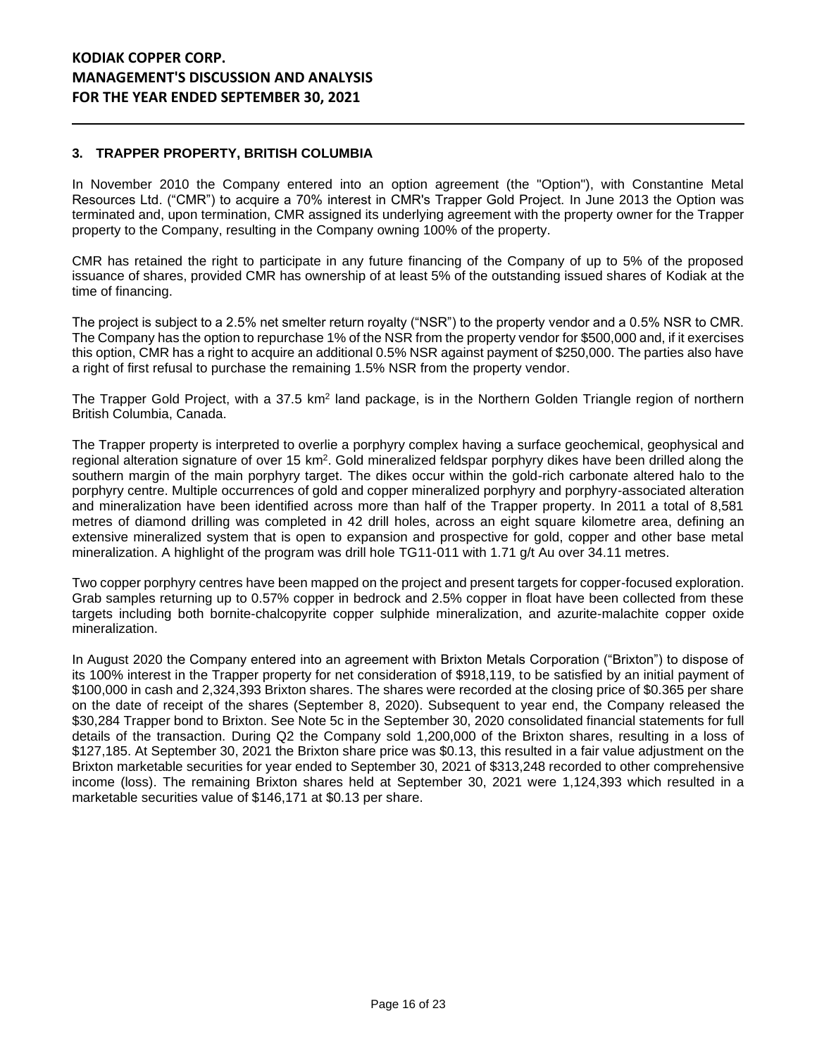## 3. TRAPPER PROPERTY, BRITISH COLUMBIA

In November 2010 the Company entered into an option agreement (the "Option"), with Constantine Metal Resources Ltd. ("CMR") to acquire a 70% interest in CMR's Trapper Gold Project. In June 2013 the Option was terminated and, upon termination, CMR assigned its underlying agreement with the property owner for the Trapper property to the Company, resulting in the Company owning 100% of the property.

CMR has retained the right to participate in any future financing of the Company of up to 5% of the proposed issuance of shares, provided CMR has ownership of at least 5% of the outstanding issued shares of Kodiak at the time of financing.

The project is subject to a 2.5% net smelter return royalty ("NSR") to the property vendor and a 0.5% NSR to CMR. The Company has the option to repurchase 1% of the NSR from the property vendor for $500,000 and, if it exercises this option, CMR has a right to acquire an additional 0.5% NSR against payment of $250,000. The parties also have a right of first refusal to purchase the remaining 1.5% NSR from the property vendor.

The Trapper Gold Project, with a 37.5 km$^2$ land package, is in the Northern Golden Triangle region of northern British Columbia, Canada.

The Trapper property is interpreted to overlie a porphyry complex having a surface geochemical, geophysical and regional alteration signature of over 15 km$^2$. Gold mineralized feldspar porphyry dikes have been drilled along the southern margin of the main porphyry target. The dikes occur within the gold-rich carbonate altered halo to the porphyry centre. Multiple occurrences of gold and copper mineralized porphyry and porphyry-associated alteration and mineralization have been identified across more than half of the Trapper property. In 2011 a total of 8,581 metres of diamond drilling was completed in 42 drill holes, across an eight square kilometre area, defining an extensive mineralized system that is open to expansion and prospective for gold, copper and other base metal mineralization. A highlight of the program was drill hole TG11-011 with 1.71 g/t Au over 34.11 metres.

Two copper porphyry centres have been mapped on the project and present targets for copper-focused exploration. Grab samples returning up to 0.57% copper in bedrock and 2.5% copper in float have been collected from these targets including both bornite-chalcopyrite copper sulphide mineralization, and azurite-malachite copper oxide mineralization.

In August 2020 the Company entered into an agreement with Brixton Metals Corporation ("Brixton") to dispose of its 100% interest in the Trapper property for net consideration of $918,119, to be satisfied by an initial payment of $100,000 in cash and 2,324,393 Brixton shares. The shares were recorded at the closing price of $0.365 per share on the date of receipt of the shares (September 8, 2020). Subsequent to year end, the Company released the $30,284 Trapper bond to Brixton. See Note 5c in the September 30, 2020 consolidated financial statements for full details of the transaction. During Q2 the Company sold 1,200,000 of the Brixton shares, resulting in a loss of $127,185. At September 30, 2021 the Brixton share price was $0.13, this resulted in a fair value adjustment on the Brixton marketable securities for year ended to September 30, 2021 of $313,248 recorded to other comprehensive income (loss). The remaining Brixton shares held at September 30, 2021 were 1,124,393 which resulted in a marketable securities value of $146,171 at $0.13 per share.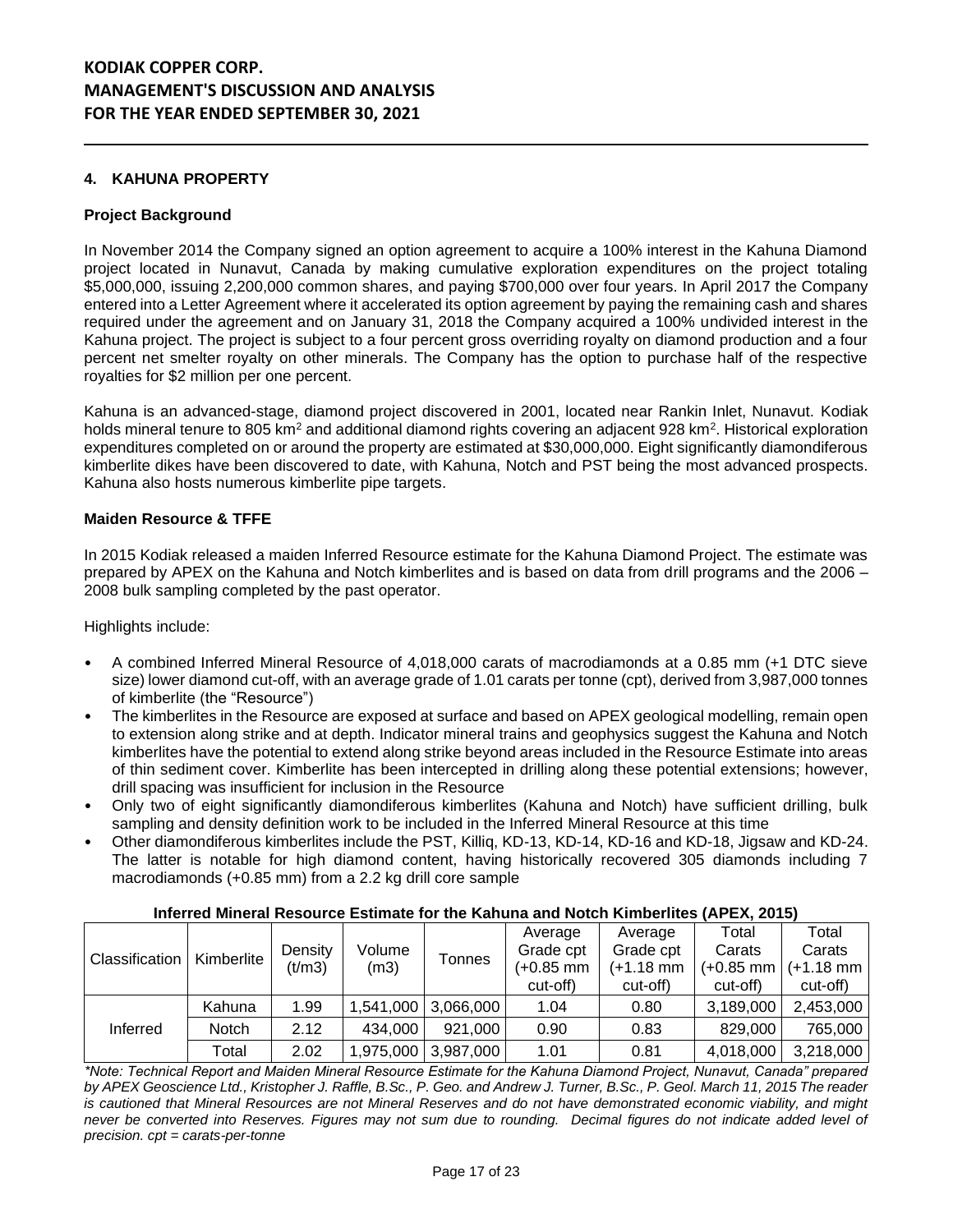## 4. KAHUNA PROPERTY

### Project Background

In November 2014 the Company signed an option agreement to acquire a 100% interest in the Kahuna Diamond project located in Nunavut, Canada by making cumulative exploration expenditures on the project totaling $5,000,000, issuing 2,200,000 common shares, and paying $700,000 over four years. In April 2017 the Company entered into a Letter Agreement where it accelerated its option agreement by paying the remaining cash and shares required under the agreement and on January 31, 2018 the Company acquired a 100% undivided interest in the Kahuna project. The project is subject to a four percent gross overriding royalty on diamond production and a four percent net smelter royalty on other minerals. The Company has the option to purchase half of the respective royalties for $2 million per one percent.

Kahuna is an advanced-stage, diamond project discovered in 2001, located near Rankin Inlet, Nunavut. Kodiak holds mineral tenure to 805 km$^2$ and additional diamond rights covering an adjacent 928 km$^2$. Historical exploration expenditures completed on or around the property are estimated at $30,000,000. Eight significantly diamondiferous kimberlite dikes have been discovered to date, with Kahuna, Notch and PST being the most advanced prospects. Kahuna also hosts numerous kimberlite pipe targets.

### Maiden Resource & TFFE

In 2015 Kodiak released a maiden Inferred Resource estimate for the Kahuna Diamond Project. The estimate was prepared by APEX on the Kahuna and Notch kimberlites and is based on data from drill programs and the 2006 – 2008 bulk sampling completed by the past operator.

Highlights include:

- A combined Inferred Mineral Resource of 4,018,000 carats of macrodiamonds at a 0.85 mm (+1 DTC sieve size) lower diamond cut-off, with an average grade of 1.01 carats per tonne (cpt), derived from 3,987,000 tonnes of kimberlite (the "Resource")
- The kimberlites in the Resource are exposed at surface and based on APEX geological modelling, remain open to extension along strike and at depth. Indicator mineral trains and geophysics suggest the Kahuna and Notch kimberlites have the potential to extend along strike beyond areas included in the Resource Estimate into areas of thin sediment cover. Kimberlite has been intercepted in drilling along these potential extensions; however, drill spacing was insufficient for inclusion in the Resource
- Only two of eight significantly diamondiferous kimberlites (Kahuna and Notch) have sufficient drilling, bulk sampling and density definition work to be included in the Inferred Mineral Resource at this time
- Other diamondiferous kimberlites include the PST, Killiq, KD-13, KD-14, KD-16 and KD-18, Jigsaw and KD-24. The latter is notable for high diamond content, having historically recovered 305 diamonds including 7 macrodiamonds (+0.85 mm) from a 2.2 kg drill core sample

**Inferred Mineral Resource Estimate for the Kahuna and Notch Kimberlites (APEX, 2015)**

| Classification | Kimberlite | Density (t/m3) | Volume (m3) | Tonnes | Average Grade cpt (+0.85 mm cut-off) | Average Grade cpt (+1.18 mm cut-off) | Total Carats (+0.85 mm cut-off) | Total Carats (+1.18 mm cut-off) |
|---|---|---|---|---|---|---|---|---|
| Inferred | Kahuna | 1.99 | 1,541,000 | 3,066,000 | 1.04 | 0.80 | 3,189,000 | 2,453,000 |
| | Notch | 2.12 | 434,000 | 921,000 | 0.90 | 0.83 | 829,000 | 765,000 |
| | Total | 2.02 | 1,975,000 | 3,987,000 | 1.01 | 0.81 | 4,018,000 | 3,218,000 |

*\*Note: Technical Report and Maiden Mineral Resource Estimate for the Kahuna Diamond Project, Nunavut, Canada" prepared by APEX Geoscience Ltd., Kristopher J. Raffle, B.Sc., P. Geo. and Andrew J. Turner, B.Sc., P. Geol. March 11, 2015 The reader is cautioned that Mineral Resources are not Mineral Reserves and do not have demonstrated economic viability, and might never be converted into Reserves. Figures may not sum due to rounding. Decimal figures do not indicate added level of precision. cpt = carats-per-tonne*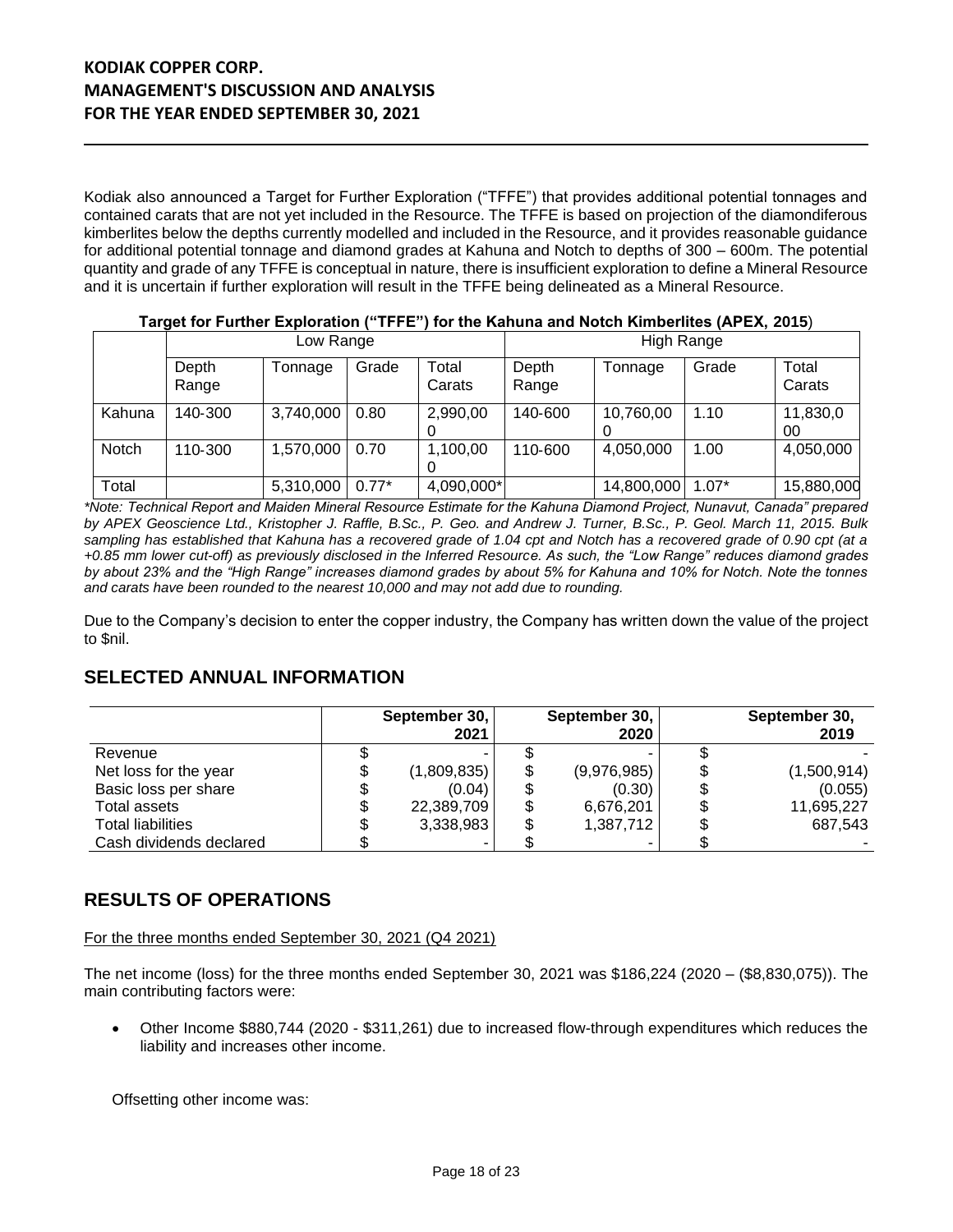Kodiak also announced a Target for Further Exploration ("TFFE") that provides additional potential tonnages and contained carats that are not yet included in the Resource. The TFFE is based on projection of the diamondiferous kimberlites below the depths currently modelled and included in the Resource, and it provides reasonable guidance for additional potential tonnage and diamond grades at Kahuna and Notch to depths of 300 – 600m. The potential quantity and grade of any TFFE is conceptual in nature, there is insufficient exploration to define a Mineral Resource and it is uncertain if further exploration will result in the TFFE being delineated as a Mineral Resource.

**Target for Further Exploration ("TFFE") for the Kahuna and Notch Kimberlites (APEX, 2015)**

| | Low Range | | | | High Range | | | |
|---|---|---|---|---|---|---|---|---|
| | Depth Range | Tonnage | Grade | Total Carats | Depth Range | Tonnage | Grade | Total Carats |
| Kahuna | 140-300 | 3,740,000 | 0.80 | 2,990,000 | 140-600 | 10,760,000 | 1.10 | 11,830,000 |
| Notch | 110-300 | 1,570,000 | 0.70 | 1,100,000 | 110-600 | 4,050,000 | 1.00 | 4,050,000 |
| Total | | 5,310,000 | 0.77* | 4,090,000* | | 14,800,000 | 1.07* | 15,880,000 |

*\*Note: Technical Report and Maiden Mineral Resource Estimate for the Kahuna Diamond Project, Nunavut, Canada" prepared by APEX Geoscience Ltd., Kristopher J. Raffle, B.Sc., P. Geo. and Andrew J. Turner, B.Sc., P. Geol. March 11, 2015. Bulk sampling has established that Kahuna has a recovered grade of 1.04 cpt and Notch has a recovered grade of 0.90 cpt (at a +0.85 mm lower cut-off) as previously disclosed in the Inferred Resource. As such, the "Low Range" reduces diamond grades by about 23% and the "High Range" increases diamond grades by about 5% for Kahuna and 10% for Notch. Note the tonnes and carats have been rounded to the nearest 10,000 and may not add due to rounding.*

Due to the Company's decision to enter the copper industry, the Company has written down the value of the project to $nil.

## SELECTED ANNUAL INFORMATION

| | September 30, 2021 | September 30, 2020 | September 30, 2019 |
|---|---|---|---|
| Revenue | $ - | $ - | $ - |
| Net loss for the year | $ (1,809,835) | $ (9,976,985) | $ (1,500,914) |
| Basic loss per share | $ (0.04) | $ (0.30) | $ (0.055) |
| Total assets | $ 22,389,709 | $ 6,676,201 | $ 11,695,227 |
| Total liabilities | $ 3,338,983 | $ 1,387,712 | $ 687,543 |
| Cash dividends declared | $ - | $ - | $ - |

## RESULTS OF OPERATIONS

For the three months ended September 30, 2021 (Q4 2021)

The net income (loss) for the three months ended September 30, 2021 was $186,224 (2020 – ($8,830,075)). The main contributing factors were:

- Other Income $880,744 (2020 - $311,261) due to increased flow-through expenditures which reduces the liability and increases other income.

Offsetting other income was: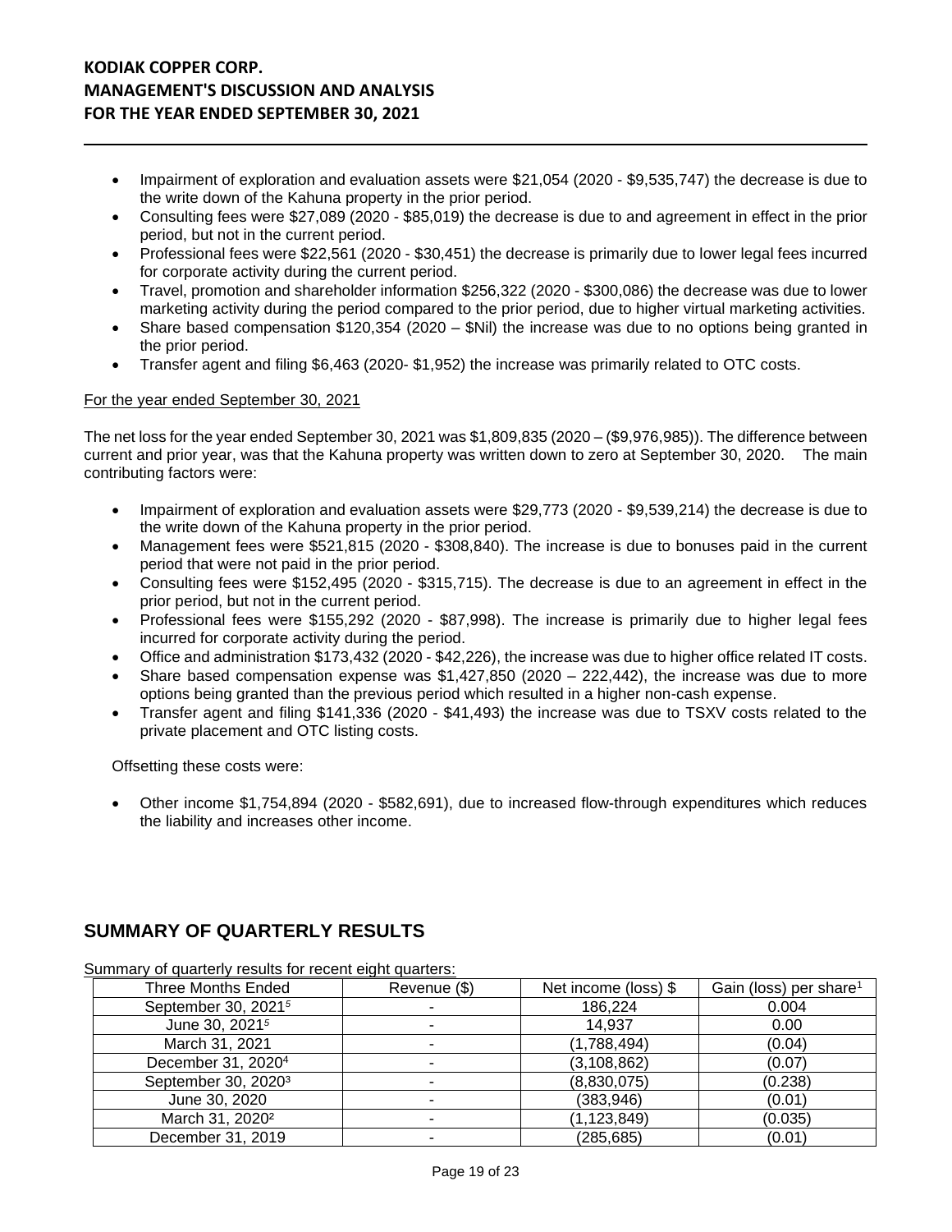- Impairment of exploration and evaluation assets were $21,054 (2020 - $9,535,747) the decrease is due to the write down of the Kahuna property in the prior period.
- Consulting fees were $27,089 (2020 - $85,019) the decrease is due to and agreement in effect in the prior period, but not in the current period.
- Professional fees were $22,561 (2020 - $30,451) the decrease is primarily due to lower legal fees incurred for corporate activity during the current period.
- Travel, promotion and shareholder information $256,322 (2020 - $300,086) the decrease was due to lower marketing activity during the period compared to the prior period, due to higher virtual marketing activities.
- Share based compensation $120,354 (2020 – $Nil) the increase was due to no options being granted in the prior period.
- Transfer agent and filing $6,463 (2020- $1,952) the increase was primarily related to OTC costs.

For the year ended September 30, 2021

The net loss for the year ended September 30, 2021 was $1,809,835 (2020 – ($9,976,985)). The difference between current and prior year, was that the Kahuna property was written down to zero at September 30, 2020. The main contributing factors were:

- Impairment of exploration and evaluation assets were $29,773 (2020 - $9,539,214) the decrease is due to the write down of the Kahuna property in the prior period.
- Management fees were $521,815 (2020 - $308,840). The increase is due to bonuses paid in the current period that were not paid in the prior period.
- Consulting fees were $152,495 (2020 - $315,715). The decrease is due to an agreement in effect in the prior period, but not in the current period.
- Professional fees were $155,292 (2020 - $87,998). The increase is primarily due to higher legal fees incurred for corporate activity during the period.
- Office and administration $173,432 (2020 - $42,226), the increase was due to higher office related IT costs.
- Share based compensation expense was $1,427,850 (2020 – 222,442), the increase was due to more options being granted than the previous period which resulted in a higher non-cash expense.
- Transfer agent and filing $141,336 (2020 - $41,493) the increase was due to TSXV costs related to the private placement and OTC listing costs.

Offsetting these costs were:

- Other income $1,754,894 (2020 - $582,691), due to increased flow-through expenditures which reduces the liability and increases other income.

## SUMMARY OF QUARTERLY RESULTS

Summary of quarterly results for recent eight quarters:

| Three Months Ended | Revenue ($) | Net income (loss) $ | Gain (loss) per share[1] |
|---|---|---|---|
| September 30, 2021[5] | - | 186,224 | 0.004 |
| June 30, 2021[5] | - | 14,937 | 0.00 |
| March 31, 2021 | - | (1,788,494) | (0.04) |
| December 31, 2020[4] | - | (3,108,862) | (0.07) |
| September 30, 2020[3] | - | (8,830,075) | (0.238) |
| June 30, 2020 | - | (383,946) | (0.01) |
| March 31, 2020[2] | - | (1,123,849) | (0.035) |
| December 31, 2019 | - | (285,685) | (0.01) |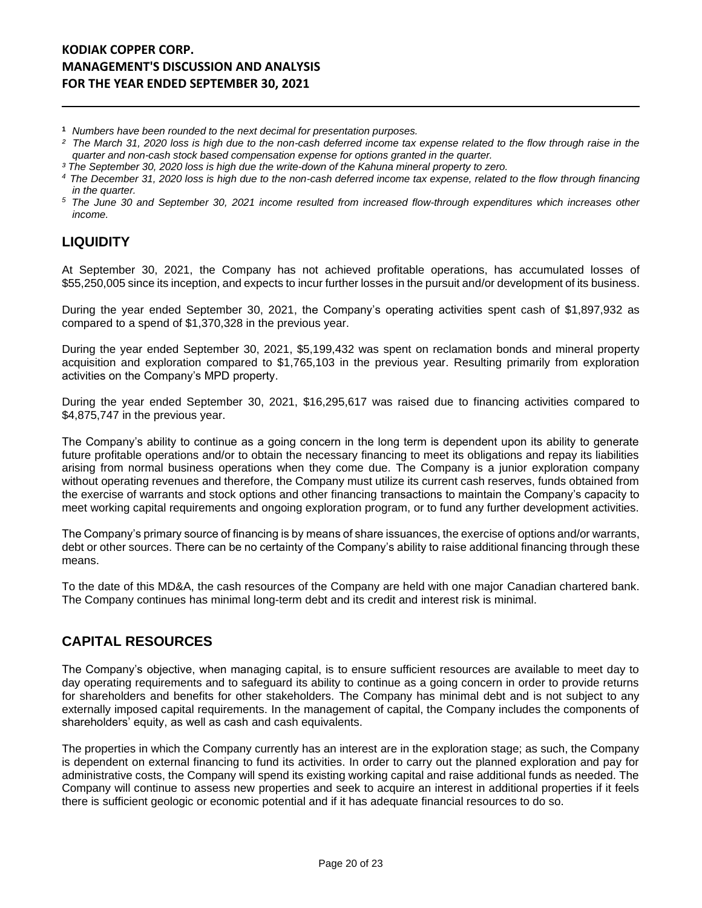[1] *Numbers have been rounded to the next decimal for presentation purposes.*

[2] *The March 31, 2020 loss is high due to the non-cash deferred income tax expense related to the flow through raise in the quarter and non-cash stock based compensation expense for options granted in the quarter.*

[3] *The September 30, 2020 loss is high due the write-down of the Kahuna mineral property to zero.*

[4] *The December 31, 2020 loss is high due to the non-cash deferred income tax expense, related to the flow through financing in the quarter.*

[5] *The June 30 and September 30, 2021 income resulted from increased flow-through expenditures which increases other income.*

## LIQUIDITY

At September 30, 2021, the Company has not achieved profitable operations, has accumulated losses of $55,250,005 since its inception, and expects to incur further losses in the pursuit and/or development of its business.

During the year ended September 30, 2021, the Company's operating activities spent cash of $1,897,932 as compared to a spend of $1,370,328 in the previous year.

During the year ended September 30, 2021, $5,199,432 was spent on reclamation bonds and mineral property acquisition and exploration compared to $1,765,103 in the previous year. Resulting primarily from exploration activities on the Company's MPD property.

During the year ended September 30, 2021, $16,295,617 was raised due to financing activities compared to $4,875,747 in the previous year.

The Company's ability to continue as a going concern in the long term is dependent upon its ability to generate future profitable operations and/or to obtain the necessary financing to meet its obligations and repay its liabilities arising from normal business operations when they come due. The Company is a junior exploration company without operating revenues and therefore, the Company must utilize its current cash reserves, funds obtained from the exercise of warrants and stock options and other financing transactions to maintain the Company's capacity to meet working capital requirements and ongoing exploration program, or to fund any further development activities.

The Company's primary source of financing is by means of share issuances, the exercise of options and/or warrants, debt or other sources. There can be no certainty of the Company's ability to raise additional financing through these means.

To the date of this MD&A, the cash resources of the Company are held with one major Canadian chartered bank. The Company continues has minimal long-term debt and its credit and interest risk is minimal.

## CAPITAL RESOURCES

The Company's objective, when managing capital, is to ensure sufficient resources are available to meet day to day operating requirements and to safeguard its ability to continue as a going concern in order to provide returns for shareholders and benefits for other stakeholders. The Company has minimal debt and is not subject to any externally imposed capital requirements. In the management of capital, the Company includes the components of shareholders' equity, as well as cash and cash equivalents.

The properties in which the Company currently has an interest are in the exploration stage; as such, the Company is dependent on external financing to fund its activities. In order to carry out the planned exploration and pay for administrative costs, the Company will spend its existing working capital and raise additional funds as needed. The Company will continue to assess new properties and seek to acquire an interest in additional properties if it feels there is sufficient geologic or economic potential and if it has adequate financial resources to do so.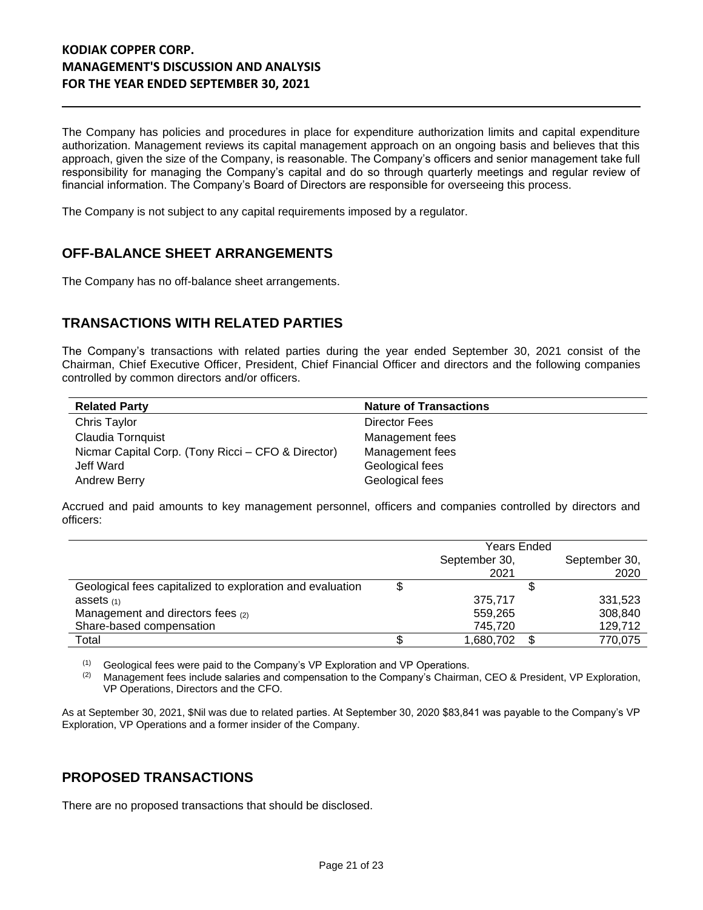The Company has policies and procedures in place for expenditure authorization limits and capital expenditure authorization. Management reviews its capital management approach on an ongoing basis and believes that this approach, given the size of the Company, is reasonable. The Company's officers and senior management take full responsibility for managing the Company's capital and do so through quarterly meetings and regular review of financial information. The Company's Board of Directors are responsible for overseeing this process.

The Company is not subject to any capital requirements imposed by a regulator.

## OFF-BALANCE SHEET ARRANGEMENTS

The Company has no off-balance sheet arrangements.

## TRANSACTIONS WITH RELATED PARTIES

The Company's transactions with related parties during the year ended September 30, 2021 consist of the Chairman, Chief Executive Officer, President, Chief Financial Officer and directors and the following companies controlled by common directors and/or officers.

| Related Party | Nature of Transactions |
|---|---|
| Chris Taylor | Director Fees |
| Claudia Tornquist | Management fees |
| Nicmar Capital Corp. (Tony Ricci – CFO & Director) | Management fees |
| Jeff Ward | Geological fees |
| Andrew Berry | Geological fees |

Accrued and paid amounts to key management personnel, officers and companies controlled by directors and officers:

| | Years Ended | |
|---|---|---|
| | September 30, 2021 | September 30, 2020 |
| Geological fees capitalized to exploration and evaluation assets (1) | $ 375,717 | $ 331,523 |
| Management and directors fees (2) | 559,265 | 308,840 |
| Share-based compensation | 745,720 | 129,712 |
| Total | $ 1,680,702 | $ 770,075 |

(1) Geological fees were paid to the Company's VP Exploration and VP Operations.
(2) Management fees include salaries and compensation to the Company's Chairman, CEO & President, VP Exploration, VP Operations, Directors and the CFO.

As at September 30, 2021, $Nil was due to related parties. At September 30, 2020 $83,841 was payable to the Company's VP Exploration, VP Operations and a former insider of the Company.

## PROPOSED TRANSACTIONS

There are no proposed transactions that should be disclosed.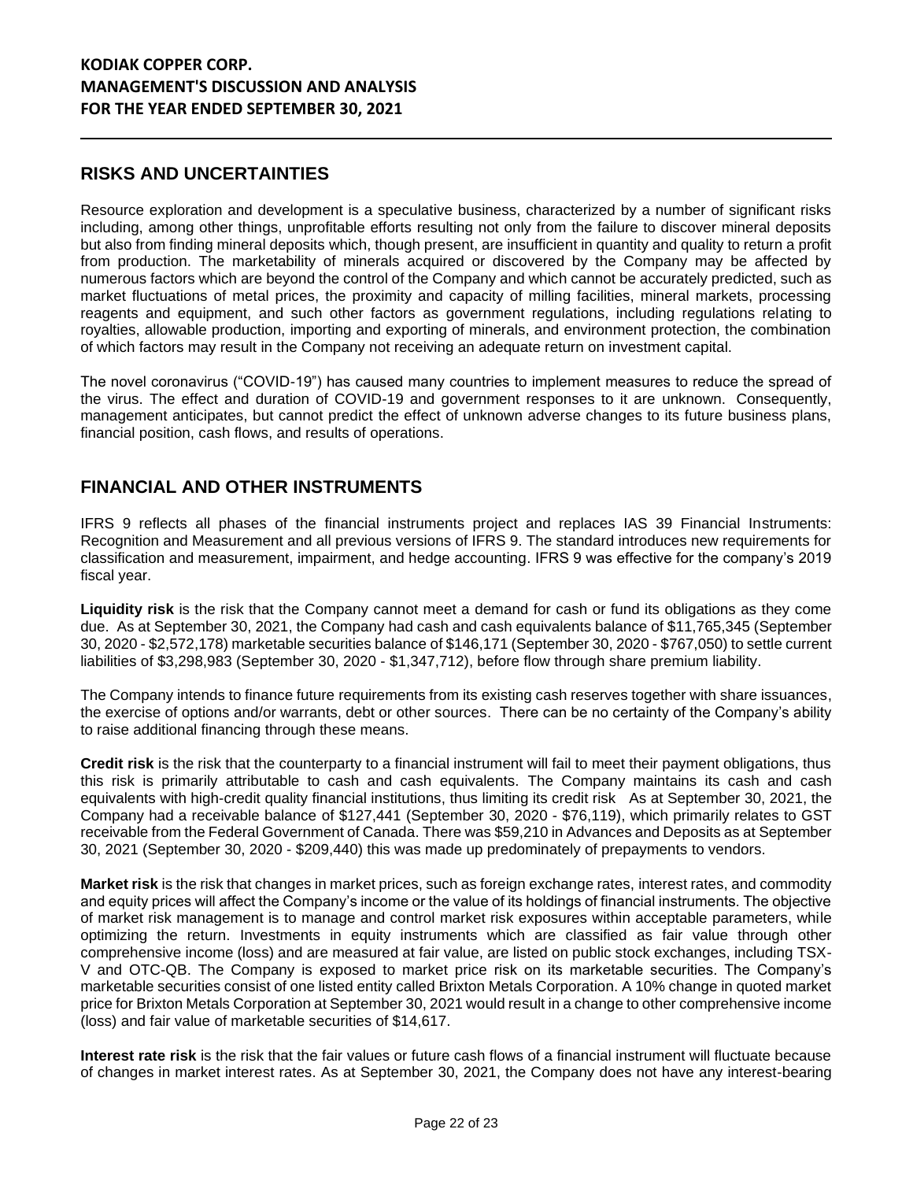## RISKS AND UNCERTAINTIES

Resource exploration and development is a speculative business, characterized by a number of significant risks including, among other things, unprofitable efforts resulting not only from the failure to discover mineral deposits but also from finding mineral deposits which, though present, are insufficient in quantity and quality to return a profit from production. The marketability of minerals acquired or discovered by the Company may be affected by numerous factors which are beyond the control of the Company and which cannot be accurately predicted, such as market fluctuations of metal prices, the proximity and capacity of milling facilities, mineral markets, processing reagents and equipment, and such other factors as government regulations, including regulations relating to royalties, allowable production, importing and exporting of minerals, and environment protection, the combination of which factors may result in the Company not receiving an adequate return on investment capital.

The novel coronavirus ("COVID-19") has caused many countries to implement measures to reduce the spread of the virus. The effect and duration of COVID-19 and government responses to it are unknown. Consequently, management anticipates, but cannot predict the effect of unknown adverse changes to its future business plans, financial position, cash flows, and results of operations.

## FINANCIAL AND OTHER INSTRUMENTS

IFRS 9 reflects all phases of the financial instruments project and replaces IAS 39 Financial Instruments: Recognition and Measurement and all previous versions of IFRS 9. The standard introduces new requirements for classification and measurement, impairment, and hedge accounting. IFRS 9 was effective for the company's 2019 fiscal year.

**Liquidity risk** is the risk that the Company cannot meet a demand for cash or fund its obligations as they come due. As at September 30, 2021, the Company had cash and cash equivalents balance of $11,765,345 (September 30, 2020 - $2,572,178) marketable securities balance of $146,171 (September 30, 2020 - $767,050) to settle current liabilities of $3,298,983 (September 30, 2020 - $1,347,712), before flow through share premium liability.

The Company intends to finance future requirements from its existing cash reserves together with share issuances, the exercise of options and/or warrants, debt or other sources. There can be no certainty of the Company's ability to raise additional financing through these means.

**Credit risk** is the risk that the counterparty to a financial instrument will fail to meet their payment obligations, thus this risk is primarily attributable to cash and cash equivalents. The Company maintains its cash and cash equivalents with high-credit quality financial institutions, thus limiting its credit risk As at September 30, 2021, the Company had a receivable balance of $127,441 (September 30, 2020 - $76,119), which primarily relates to GST receivable from the Federal Government of Canada. There was $59,210 in Advances and Deposits as at September 30, 2021 (September 30, 2020 - $209,440) this was made up predominately of prepayments to vendors.

**Market risk** is the risk that changes in market prices, such as foreign exchange rates, interest rates, and commodity and equity prices will affect the Company's income or the value of its holdings of financial instruments. The objective of market risk management is to manage and control market risk exposures within acceptable parameters, while optimizing the return. Investments in equity instruments which are classified as fair value through other comprehensive income (loss) and are measured at fair value, are listed on public stock exchanges, including TSX-V and OTC-QB. The Company is exposed to market price risk on its marketable securities. The Company's marketable securities consist of one listed entity called Brixton Metals Corporation. A 10% change in quoted market price for Brixton Metals Corporation at September 30, 2021 would result in a change to other comprehensive income (loss) and fair value of marketable securities of $14,617.

**Interest rate risk** is the risk that the fair values or future cash flows of a financial instrument will fluctuate because of changes in market interest rates. As at September 30, 2021, the Company does not have any interest-bearing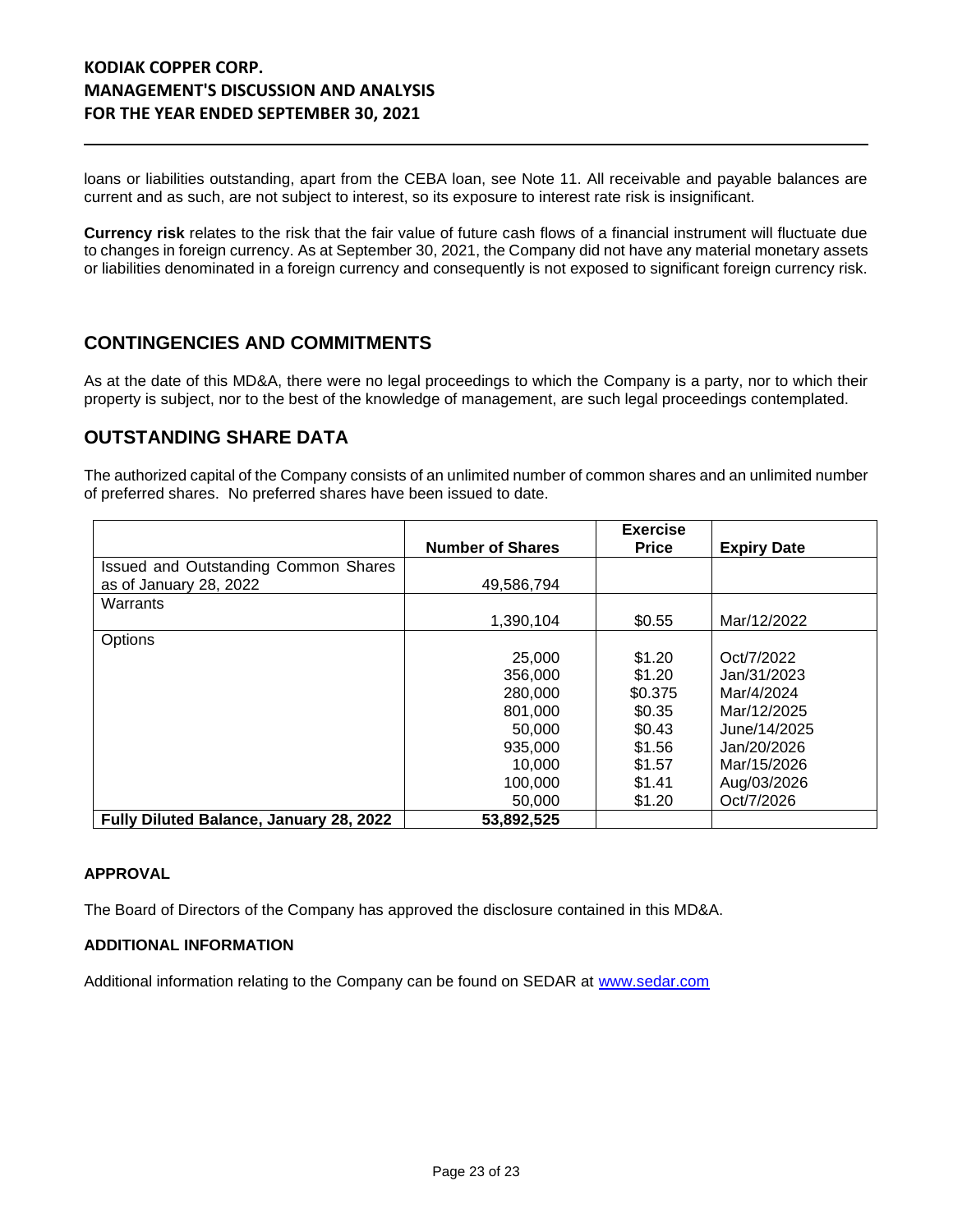loans or liabilities outstanding, apart from the CEBA loan, see Note 11. All receivable and payable balances are current and as such, are not subject to interest, so its exposure to interest rate risk is insignificant.

**Currency risk** relates to the risk that the fair value of future cash flows of a financial instrument will fluctuate due to changes in foreign currency. As at September 30, 2021, the Company did not have any material monetary assets or liabilities denominated in a foreign currency and consequently is not exposed to significant foreign currency risk.

## CONTINGENCIES AND COMMITMENTS

As at the date of this MD&A, there were no legal proceedings to which the Company is a party, nor to which their property is subject, nor to the best of the knowledge of management, are such legal proceedings contemplated.

## OUTSTANDING SHARE DATA

The authorized capital of the Company consists of an unlimited number of common shares and an unlimited number of preferred shares. No preferred shares have been issued to date.

| | Number of Shares | Exercise Price | Expiry Date |
|---|---|---|---|
| Issued and Outstanding Common Shares as of January 28, 2022 | 49,586,794 | | |
| Warrants | 1,390,104 | $0.55 | Mar/12/2022 |
| Options | 25,000 | $1.20 | Oct/7/2022 |
| | 356,000 | $1.20 | Jan/31/2023 |
| | 280,000 | $0.375 | Mar/4/2024 |
| | 801,000 | $0.35 | Mar/12/2025 |
| | 50,000 | $0.43 | June/14/2025 |
| | 935,000 | $1.56 | Jan/20/2026 |
| | 10,000 | $1.57 | Mar/15/2026 |
| | 100,000 | $1.41 | Aug/03/2026 |
| | 50,000 | $1.20 | Oct/7/2026 |
| **Fully Diluted Balance, January 28, 2022** | **53,892,525** | | |

### APPROVAL

The Board of Directors of the Company has approved the disclosure contained in this MD&A.

### ADDITIONAL INFORMATION

Additional information relating to the Company can be found on SEDAR at [www.sedar.com](http://www.sedar.com)